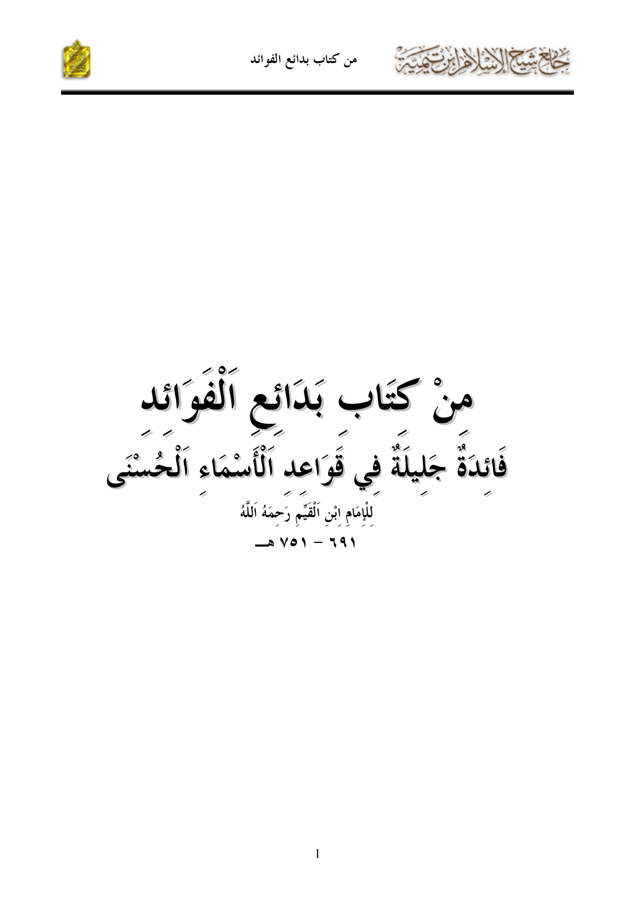# مِنْ كِتَابِ بَدَائِعِ اَلْفَوَائِد

## فَائِدَةٌ جَلِيلَةٌ فِي قَوَاعِد اَلْأَسْمَاءِ اَلْحُسْنَى

لِلْإِمَامِ ابْنِ اَلْقَيِّمِ رَحِمَهُ اَللَّهُ

٦٩١ – ٧٥١ هـ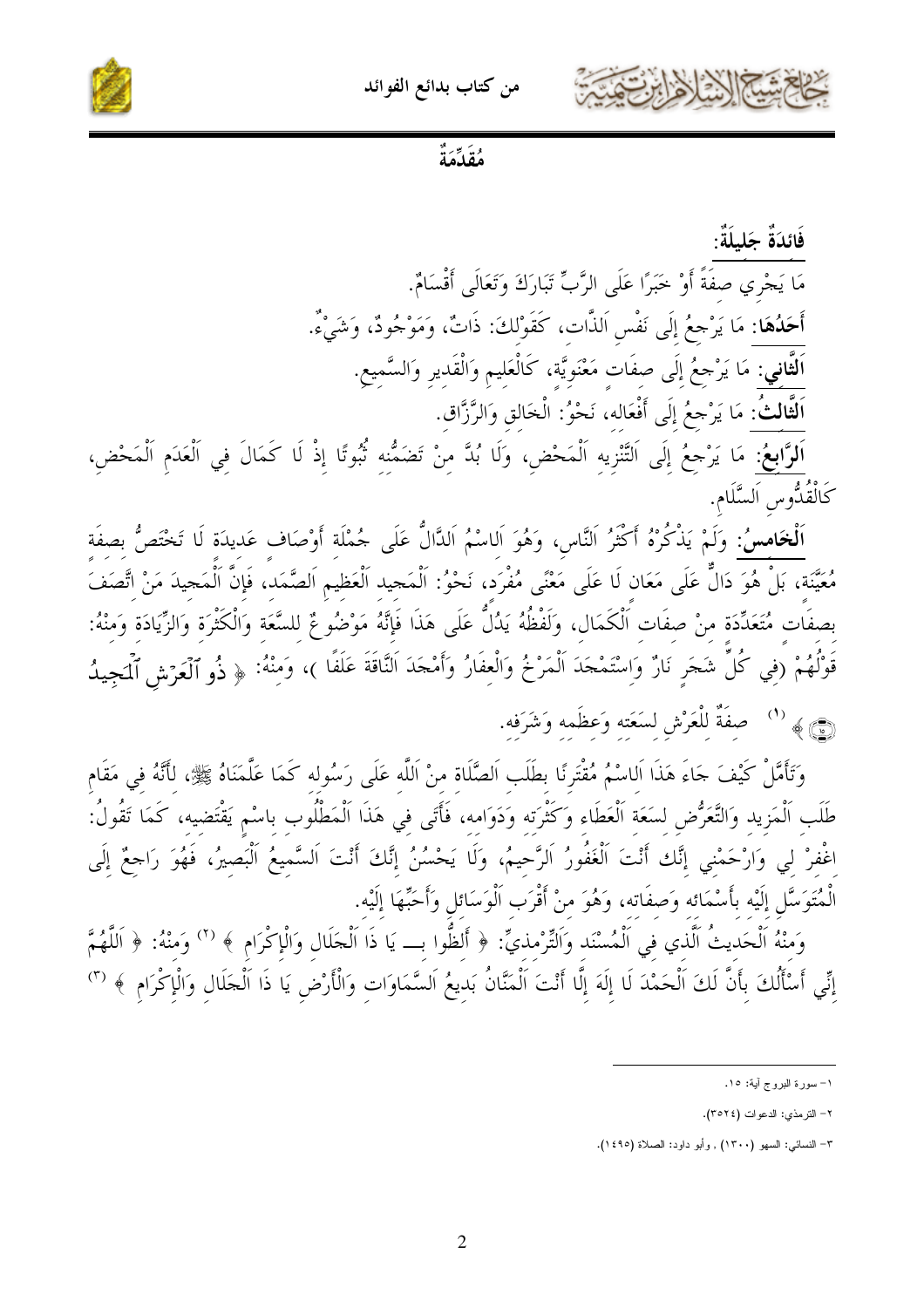## مُقَدِّمَةٌ

**فَائِدَةٌ جَلِيلَةٌ:**

مَا يَجْرِي صفَةً أَوْ خَبَرًا عَلَى الرَّبِّ تَبَارَكَ وَتَعَالَى أَقْسَامٌ.

**أَحَدُهَا**: مَا يَرْجِعُ إِلَى نَفْسِ اَلذَّات، كَقَوْلكَ: ذَاتٌ، وَمَوْجُودٌ، وَشَيْءٌ.

**اَلثَّاني**: مَا يَرْجِعُ إِلَى صفَات مَعْنَويَّة، كَالْعَليم وَالْقَدير وَالسَّميع.

**اَلثَّالثُ**: مَا يَرْجِعُ إِلَى أَفْعَاله، نَحْوُ: اَلْخَالق وَالرَّزَّاق.

**اَلرَّابعُ**: مَا يَرْجِعُ إِلَى اَلتَّنْزِيه اَلْمَحْض، وَلَا بُدَّ منْ تَضَمُّنه ثُبُوتًا إِذْ لَا كَمَالَ فِي اَلْعَدَم اَلْمَحْض، كَالْقُدُّوس اَلسَّلَام.

**اَلْخَامسُ**: وَلَمْ يَذْكُرْهُ أَكْثَرُ اَلنَّاس، وَهُوَ اَلاسْمُ اَلدَّالُّ عَلَى جُمْلَة أَوْصَاف عَديدَة لَا تَخْتَصُّ بصفَة مُعَيَّنَة، بَلْ هُوَ دَالٌّ عَلَى مَعَان لَا عَلَى مَعْنًى مُفْرَد، نَحْوُ: اَلْمَجيد اَلْعَظيم اَلصَّمَد، فَإِنَّ اَلْمَجيدَ مَنْ اتَّصَفَ بصفَات مُتَعَدِّدَة منْ صفَات اَلْكَمَال، وَلَفْظُهُ يَدُلُّ عَلَى هَذَا فَإِنَّهُ مَوْضُوعٌ للسَّعَة وَالْكَثْرَة وَالزِّيَادَة وَمنْهُ: قَوْلُهُمْ (فِي كُلِّ شَجَرٍ نَارٌ وَاسْتَمْجَدَ اَلْمَرْخُ وَالْعِفَارُ وَأَمْجَدَ اَلنَّاقَةَ عَلَفًا )، وَمنْهُ: ﴿ ذُو ٱلْعَرْشِ ٱلْمَجِيدُ ﴾ [1] صفَةٌ للْعَرْش لسَعَته وَعظَمه وَشَرَفه.

وَتَأَمَّلْ كَيْفَ جَاءَ هَذَا اَلاسْمُ مُقْتَرنًا بطَلَب اَلصَّلَاة منْ اَللَّه عَلَى رَسُوله كَمَا عَلَّمَنَاهُ ﷺ، لأَنَّهُ فِي مَقَام طَلَب اَلْمَزيد وَالتَّعَرُّض لسَعَة اَلْعَطَاء وَكَثْرَته وَدَوَامه، فَأَتَى فِي هَذَا اَلْمَطْلُوب باسْمٍ يَقْتَضيه، كَمَا تَقُولُ: اغْفرْ لي وَارْحَمْني إنَّك أَنْتَ اَلْغَفُورُ اَلرَّحيمُ، وَلَا يَحْسُنُ إنَّكَ أَنْتَ اَلسَّميعُ اَلْبَصيرُ، فَهُوَ رَاجعٌ إِلَى اَلْمُتَوَسَّل إِلَيْه بأَسْمَائه وَصفَاته، وَهُوَ منْ أَقْرَب اَلْوَسَائل وَأَحَبِّهَا إِلَيْه.

وَمنْهُ اَلْحَديثُ اَلَّذي فِي اَلْمُسْنَد وَالتِّرْمذيِّ: ﴿ أَلظُّوا بـــ يَا ذَا اَلْجَلَال وَالْإِكْرَام ﴾ [2] وَمنْهُ: ﴿ اَللَّهُمَّ إِنِّي أَسْأَلُكَ بأَنَّ لَكَ اَلْحَمْدَ لَا إِلَهَ إِلَّا أَنْتَ اَلْمَنَّانُ بَديعُ اَلسَّمَاوَات وَالْأَرْض يَا ذَا اَلْجَلَال وَالْإِكْرَام ﴾ [3]

---

١- سورة البروج آية: ١٥.

٢- الترمذي: الدعوات (٣٥٢٤).

٣- النسائي: السهو (١٣٠٠) , وأبو داود: الصلاة (١٤٩٥).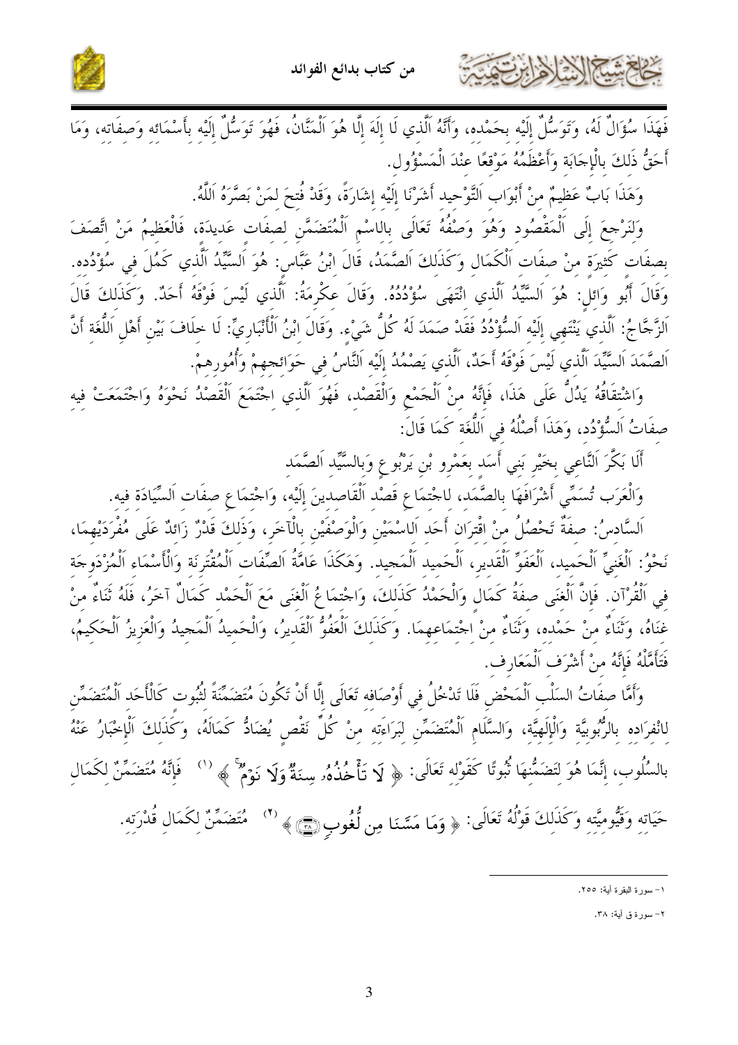فَهَذَا سُؤَالٌ لَهُ، وَتَوَسُّلٌ إِلَيْهِ بِحَمْدِهِ، وَأَنَّهُ اَلَّذِي لَا إِلَهَ إِلَّا هُوَ اَلْمَنَّانُ، فَهُوَ تَوَسُّلٌ إِلَيْهِ بِأَسْمَائِهِ وَصِفَاتِهِ، وَمَا أَحَقُّ ذَلِكَ بِالْإِجَابَةِ وَأَعْظَمُهُ مَوْقِعًا عِنْدَ الْمَسْؤُولِ.

وَهَذَا بَابٌ عَظِيمٌ مِنْ أَبْوَابِ اَلتَّوْحِيدِ أَشَرْنَا إِلَيْهِ إِشَارَةً، وَقَدْ فُتِحَ لِمَنْ بَصَّرَهُ اَللَّهُ.

وَلْنَرْجِعْ إِلَى اَلْمَقْصُودِ وَهُوَ وَصْفُهُ تَعَالَى بِالِاسْمِ اَلْمُتَضَمِّنِ لِصِفَاتٍ عَدِيدَةٍ، فَالْعَظِيمُ مَنْ اتَّصَفَ بِصِفَاتٍ كَثِيرَةٍ مِنْ صِفَاتِ اَلْكَمَالِ وَكَذَلِكَ اَلصَّمَدُ، قَالَ اِبْنُ عَبَّاسٍ: هُوَ اَلسَّيِّدُ اَلَّذِي كَمُلَ فِي سُؤْدُدِهِ. وَقَالَ أَبُو وَائِلٍ: هُوَ اَلسَّيِّدُ اَلَّذِي انْتَهَى سُؤْدُدُهُ. وَقَالَ عِكْرِمَةُ: اَلَّذِي لَيْسَ فَوْقَهُ أَحَدٌ. وَكَذَلِكَ قَالَ اَلزَّجَّاجُ: اَلَّذِي يَنْتَهِي إِلَيْهِ اَلسُّؤْدُدُ فَقَدْ صَمَدَ لَهُ كُلُّ شَيْءٍ. وَقَالَ اِبْنُ اَلْأَنْبَارِيِّ: لَا خِلَافَ بَيْنَ أَهْلِ اَللُّغَةِ أَنَّ اَلصَّمَدَ اَلسَّيِّدُ اَلَّذِي لَيْسَ فَوْقَهُ أَحَدٌ، اَلَّذِي يَصْمُدُ إِلَيْهِ اَلنَّاسُ فِي حَوَائِجِهِمْ وَأُمُورِهِمْ.

وَاشْتِقَاقُهُ يَدُلُّ عَلَى هَذَا، فَإِنَّهُ مِنْ اَلْجَمْعِ وَالْقَصْدِ، فَهُوَ اَلَّذِي اجْتَمَعَ اَلْقَصْدُ نَحْوَهُ وَاجْتَمَعَتْ فِيهِ صِفَاتُ اَلسُّؤْدُدِ، وَهَذَا أَصْلُهُ فِي اَللُّغَةِ كَمَا قَالَ:

أَلَا بَكَّرَ اَلنَّاعِي بِخَيْرِ بَنِي أَسَدٍ بِعَمْرِو بْنِ يَرْبُوعٍ وَبِالسَّيِّدِ اَلصَّمَدِ

وَالْعَرَبُ تُسَمِّي أَشْرَافَهَا بِالصَّمَدِ، لِاجْتِمَاعِ قَصْدِ اَلْقَاصِدِينَ إِلَيْهِ، وَاجْتِمَاعِ صِفَاتِ اَلسِّيَادَةِ فِيهِ.

اَلسَّادِسُ: صِفَةٌ تَحْصُلُ مِنْ اقْتِرَانِ أَحَدِ اَلِاسْمَيْنِ وَالْوَصْفَيْنِ بِالْآخَرِ، وَذَلِكَ قَدْرٌ زَائِدٌ عَلَى مُفْرَدَيْهِمَا، نَحْوُ: اَلْغَنِيِّ اَلْحَمِيدِ، اَلْعَفُوِّ اَلْقَدِيرِ، اَلْحَمِيدِ اَلْمَجِيدِ. وَهَكَذَا عَامَّةُ اَلصِّفَاتِ اَلْمُقْتَرِنَةِ وَالْأَسْمَاءِ اَلْمُزْدَوِجَةِ فِي اَلْقُرْآنِ. فَإِنَّ اَلْغِنَى صِفَةُ كَمَالٍ وَالْحَمْدُ كَذَلِكَ، وَاجْتِمَاعُ اَلْغِنَى مَعَ اَلْحَمْدِ كَمَالٌ آخَرُ، فَلَهُ ثَنَاءٌ مِنْ غِنَاهُ، وَثَنَاءٌ مِنْ حَمْدِهِ، وَثَنَاءٌ مِنْ اجْتِمَاعِهِمَا. وَكَذَلِكَ اَلْعَفُوُّ اَلْقَدِيرُ، وَالْحَمِيدُ اَلْمَجِيدُ وَالْعَزِيزُ اَلْحَكِيمُ، فَتَأَمَّلْهُ فَإِنَّهُ مِنْ أَشْرَفِ اَلْمَعَارِفِ.

وَأَمَّا صِفَاتُ اَلسَّلْبِ اَلْمَحْضِ فَلَا تَدْخُلُ فِي أَوْصَافِهِ تَعَالَى إِلَّا أَنْ تَكُونَ مُتَضَمِّنَةً لِثُبُوتٍ كَالْأَحَدِ اَلْمُتَضَمِّنِ لِانْفِرَادِهِ بِالرُّبُوبِيَّةِ وَالْإِلَهِيَّةِ، وَالسَّلَامِ اَلْمُتَضَمِّنِ لِبَرَاءَتِهِ مِنْ كُلِّ نَقْصٍ يُضَادُّ كَمَالَهُ، وَكَذَلِكَ اَلْإِخْبَارُ عَنْهُ بِالسُّلُوبِ، إِنَّمَا هُوَ لِتَضَمُّنِهَا ثُبُوتًا كَقَوْلِهِ تَعَالَى: ﴿ لَا تَأْخُذُهُۥ سِنَةٌ وَلَا نَوْمٌ ﴾ (1) فَإِنَّهُ مُتَضَمِّنٌ لِكَمَالِ حَيَاتِهِ وَقَيُّومِيَّتِهِ وَكَذَلِكَ قَوْلُهُ تَعَالَى: ﴿ وَمَا مَسَّنَا مِن لُّغُوبٍ ﴾ (2) مُتَضَمِّنٌ لِكَمَالِ قُدْرَتِهِ.

---

1- سورة البقرة آية: 255.

2- سورة ق آية: 38.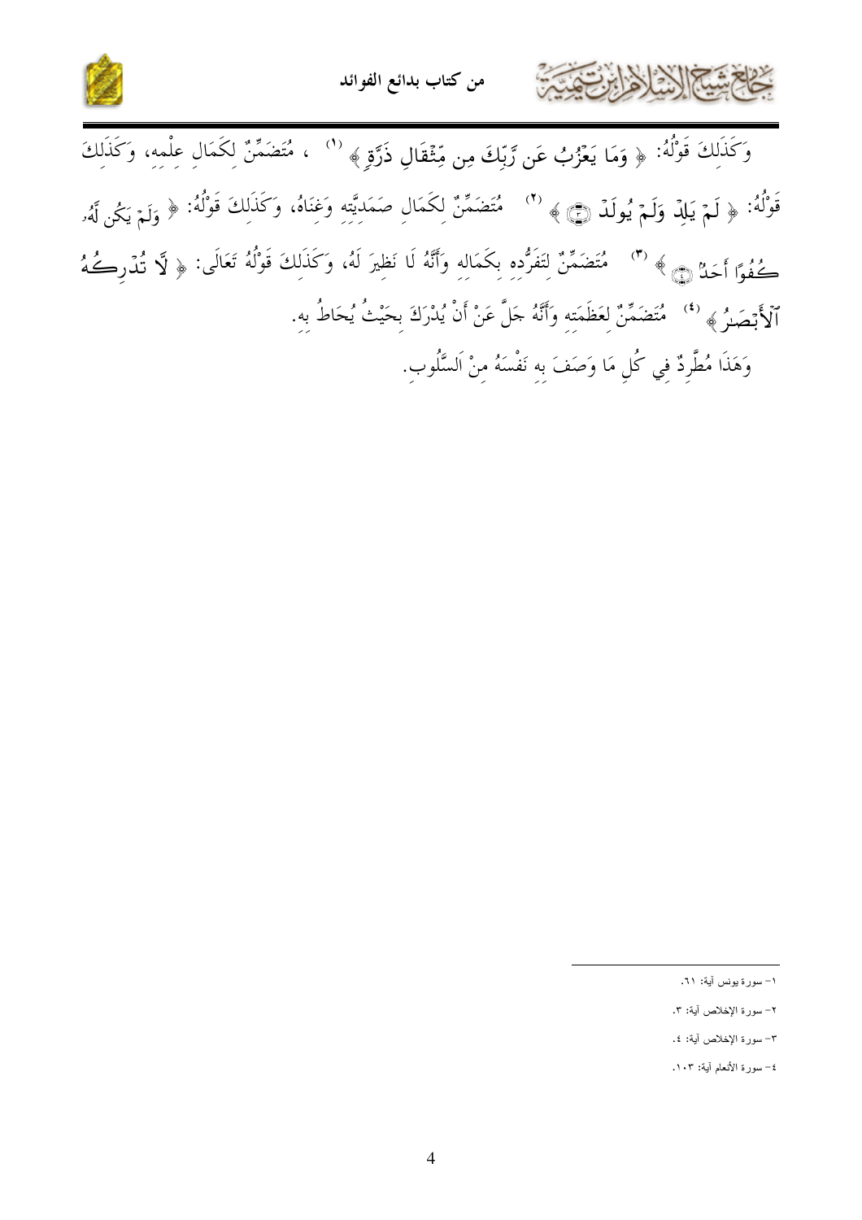وَكَذَلِكَ قَوْلُهُ: ﴿ وَمَا يَعْزُبُ عَن رَّبِّكَ مِن مِّثْقَالِ ذَرَّةٍ ﴾ [1] ، مُتَضَمِّنٌ لِكَمَالِ عِلْمِهِ، وَكَذَلِكَ قَوْلُهُ: ﴿ لَمْ يَلِدْ وَلَمْ يُولَدْ ﴿٣﴾ ﴾ [2] مُتَضَمِّنٌ لِكَمَالِ صَمَدِيَّتِهِ وَغِنَاهُ، وَكَذَلِكَ قَوْلُهُ: ﴿ وَلَمْ يَكُن لَّهُۥ كُفُوًا أَحَدٌۢ ﴿٤﴾ ﴾ [3] مُتَضَمِّنٌ لِتَفَرُّدِهِ بِكَمَالِهِ وَأَنَّهُ لَا نَظِيرَ لَهُ، وَكَذَلِكَ قَوْلُهُ تَعَالَى: ﴿ لَّا تُدْرِكُهُ ٱلْأَبْصَٰرُ ﴾ [4] مُتَضَمِّنٌ لِعَظَمَتِهِ وَأَنَّهُ جَلَّ عَنْ أَنْ يُدْرَكَ بِحَيْثُ يُحَاطُ بِهِ.

وَهَذَا مُطَّرِدٌ فِي كُلِ مَا وَصَفَ بِهِ نَفْسَهُ مِنْ اَلسُّلُوبِ.

---

١- سورة يونس آية: ٦١.

٢- سورة الإخلاص آية: ٣.

٣- سورة الإخلاص آية: ٤.

٤- سورة الأنعام آية: ١٠٣.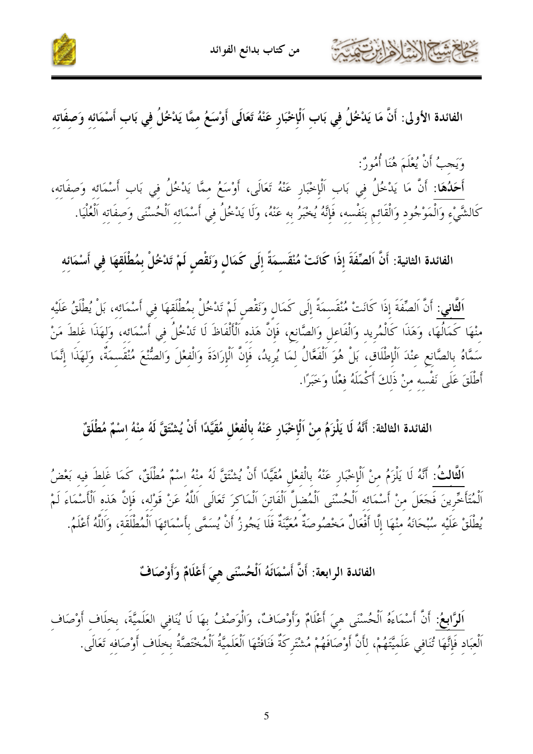## الفائدة الأولى: أَنَّ مَا يَدْخُلُ فِي بَابِ اَلْإِخْبَارِ عَنْهُ تَعَالَى أَوْسَعُ مِمَّا يَدْخُلُ فِي بَابِ أَسْمَائِهِ وَصِفَاتِهِ

وَيَجِبُ أَنْ يُعْلَمَ هُنَا أُمُورٌ:

**أَحَدُهَا**: أَنَّ مَا يَدْخُلُ فِي بَابِ اَلْإِخْبَارِ عَنْهُ تَعَالَى، أَوْسَعُ مِمَّا يَدْخُلُ فِي بَابِ أَسْمَائِهِ وَصِفَاتِهِ، كَالشَّيْءِ وَالْمَوْجُودِ وَالْقَائِمِ بِنَفْسِهِ، فَإِنَّهُ يُخْبَرُ بِهِ عَنْهُ، وَلَا يَدْخُلُ فِي أَسْمَائِهِ اَلْحُسْنَى وَصِفَاتِهِ اَلْعُلْيَا.

## الفائدة الثانية: أَنَّ اَلصِّفَةَ إِذَا كَانَتْ مُنْقَسِمَةً إِلَى كَمَالٍ وَنَقْصٍ لَمْ تَدْخُلْ بِمُطْلَقِهَا فِي أَسْمَائِهِ

**اَلثَّانِي**: أَنَّ اَلصِّفَةَ إِذَا كَانَتْ مُنْقَسِمَةً إِلَى كَمَالٍ وَنَقْصٍ لَمْ تَدْخُلْ بِمُطْلَقِهَا فِي أَسْمَائِهِ، بَلْ يُطْلَقُ عَلَيْهِ مِنْهَا كَمَالُهَا، وَهَذَا كَالْمُرِيدِ وَالْفَاعِلِ وَالصَّانِعِ، فَإِنَّ هَذِهِ اَلْأَلْفَاظَ لَا تَدْخُلُ فِي أَسْمَائِهِ، وَلِهَذَا غَلِطَ مَنْ سَمَّاهُ بِالصَّانِعِ عِنْدَ اَلْإِطْلَاقِ، بَلْ هُوَ اَلْفَعَّالُ لِمَا يُرِيدُ، فَإِنَّ اَلْإِرَادَةَ وَالْفِعْلَ وَالصُّنْعَ مُنْقَسِمَةٌ، وَلِهَذَا إِنَّمَا أَطْلَقَ عَلَى نَفْسِهِ مِنْ ذَلِكَ أَكْمَلَهُ فِعْلًا وَخَبَرًا.

## الفائدة الثالثة: أَنَّهُ لَا يَلْزَمُ مِنْ اَلْإِخْبَارِ عَنْهُ بِالْفِعْلِ مُقَيَّدًا أَنْ يُشْتَقَّ لَهُ مِنْهُ اِسْمٌ مُطْلَقٌ

**اَلثَّالِثُ**: أَنَّهُ لَا يَلْزَمُ مِنْ اَلْإِخْبَارِ عَنْهُ بِالْفِعْلِ مُقَيَّدًا أَنْ يُشْتَقَّ لَهُ مِنْهُ اِسْمٌ مُطْلَقٌ، كَمَا غَلِطَ فِيهِ بَعْضُ اَلْمُتَأَخِّرِينَ فَجَعَلَ مِنْ أَسْمَائِهِ اَلْحُسْنَى اَلْمُضِلَّ اَلْفَاتِنَ اَلْمَاكِرَ تَعَالَى اَللَّهُ عَنْ قَوْلِهِ، فَإِنَّ هَذِهِ اَلْأَسْمَاءَ لَمْ يُطْلَقْ عَلَيْهِ سُبْحَانَهُ مِنْهَا إِلَّا أَفْعَالٌ مَخْصُوصَةٌ مُعَيَّنَةٌ فَلَا يَجُوزُ أَنْ يُسَمَّى بِأَسْمَائِهَا اَلْمُطْلَقَةِ، وَاَللَّهُ أَعْلَمُ.

## الفائدة الرابعة: أَنَّ أَسْمَائَهُ اَلْحُسْنَى هِيَ أَعْلَامٌ وَأَوْصَافٌ

**اَلرَّابِعُ**: أَنَّ أَسْمَاءَهُ اَلْحُسْنَى هِيَ أَعْلَامٌ وَأَوْصَافٌ، وَالْوَصْفُ بِهَا لَا يُنَافِي العَلَمِيَّةَ، بِخِلَافِ أَوْصَافِ اَلْعِبَادِ فَإِنَّهَا تُنَافِي عَلَمِيَّتَهُمْ، لِأَنَّ أَوْصَافَهُمْ مُشْتَرَكَةٌ فَنَافَتْهَا اَلْعَلَمِيَّةُ اَلْمُخْتَصَّةُ بِخِلَافِ أَوْصَافِهِ تَعَالَى.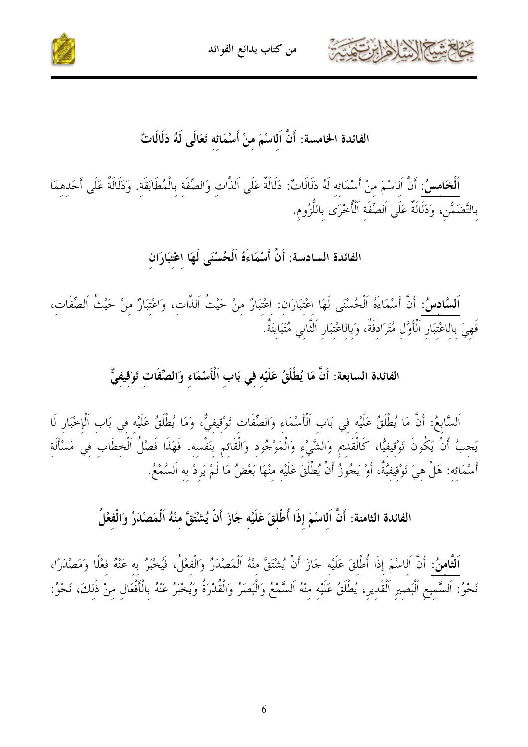## الفائدة الخامسة: أَنَّ اَلاسْمَ مِنْ أَسْمَائِهِ تَعَالَى لَهُ دَلَالَاتٌ

**اَلْخَامِسُ**: أَنَّ اَلاسْمَ مِنْ أَسْمَائِهِ لَهُ دَلَالَاتٌ: دَلَالَةٌ عَلَى اَلذَّاتِ وَالصِّفَةِ بِالْمُطَابَقَةِ. وَدَلَالَةٌ عَلَى أَحَدِهِمَا بِالتَّضَمُّنِ، وَدَلَالَةٌ عَلَى اَلصِّفَةِ اَلْأُخْرَى بِاللُّزُومِ.

## الفائدة السادسة: أَنَّ أَسْمَاءَهُ اَلْحُسْنَى لَهَا اعْتِبَارَانِ

**اَلسَّادِسُ**: أَنَّ أَسْمَاءَهُ اَلْحُسْنَى لَهَا اعْتِبَارَانِ: اعْتِبَارٌ مِنْ حَيْثُ اَلذَّاتِ، وَاعْتِبَارٌ مِنْ حَيْثُ اَلصِّفَاتِ، فَهِيَ بِالاعْتِبَارِ اَلْأَوَّلِ مُتَرَادِفَةٌ، وَبِالاعْتِبَارِ اَلثَّانِي مُتَبَايِنَةٌ.

## الفائدة السابعة: أَنَّ مَا يُطْلَقُ عَلَيْهِ فِي بَابِ اَلْأَسْمَاءِ وَالصِّفَاتِ تَوْقِيفِيٌّ

اَلسَّابِعُ: أَنَّ مَا يُطْلَقُ عَلَيْهِ فِي بَابِ اَلْأَسْمَاءِ وَالصِّفَاتِ تَوْقِيفِيٌّ، وَمَا يُطْلَقُ عَلَيْهِ فِي بَابِ اَلْإِخْبَارِ لَا يَجِبُ أَنْ يَكُونَ تَوْقِيفِيًّا، كَالْقَدِيمِ وَالشَّيْءِ وَالْمَوْجُودِ وَالْقَائِمِ بِنَفْسِهِ. فَهَذَا فَصْلُ اَلْخِطَابِ فِي مَسْأَلَةِ أَسْمَائِهِ: هَلْ هِيَ تَوْقِيفِيَّةٌ، أَوْ يَجُوزُ أَنْ يُطْلَقَ عَلَيْهِ مِنْهَا بَعْضُ مَا لَمْ يَرِدْ بِهِ اَلسَّمْعُ.

## الفائدة الثامنة: أَنَّ اَلاسْمَ إِذَا أُطْلِقَ عَلَيْهِ جَازَ أَنْ يُشْتَقَّ مِنْهُ اَلْمَصْدَرُ وَالْفِعْلُ

**اَلثَّامِنُ**: أَنَّ اَلاسْمَ إِذَا أُطْلِقَ عَلَيْهِ جَازَ أَنْ يُشْتَقَّ مِنْهُ اَلْمَصْدَرُ وَالْفِعْلُ، فَيُخْبَرُ بِهِ عَنْهُ فِعْلًا وَمَصْدَرًا، نَحْوُ: اَلسَّمِيعِ اَلْبَصِيرِ اَلْقَدِيرِ، يُطْلَقُ عَلَيْهِ مِنْهُ اَلسَّمْعُ وَالْبَصَرُ وَالْقُدْرَةُ وَيُخْبَرُ عَنْهُ بِالْأَفْعَالِ مِنْ ذَلِكَ، نَحْوُ: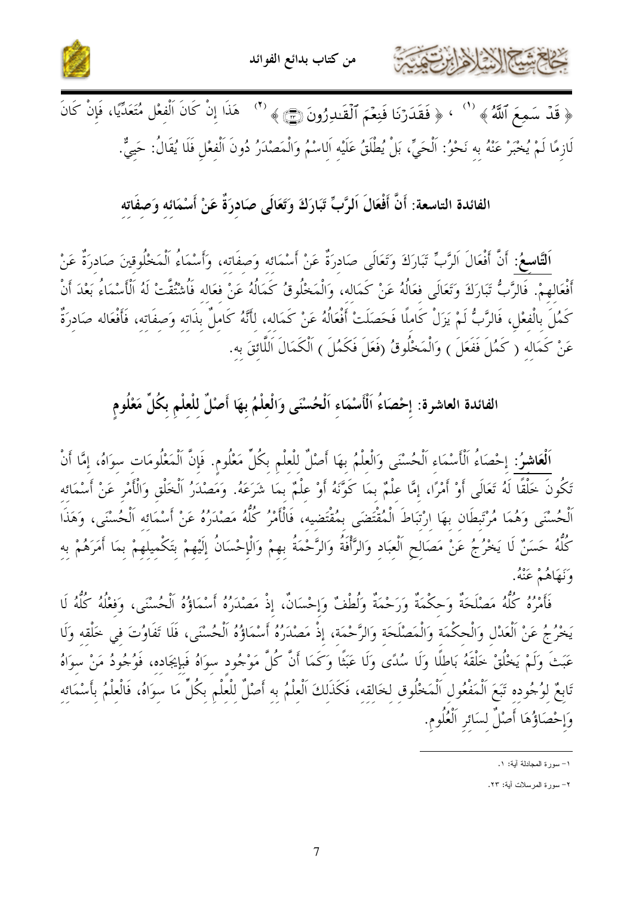﴿ قَدْ سَمِعَ ٱللَّهُ ﴾ [1] ، ﴿ فَقَدَرْنَا فَنِعْمَ ٱلْقَـٰدِرُونَ ﴾ [2] هَذَا إِنْ كَانَ اَلْفِعْل مُتَعَدِّيًا، فَإِنْ كَانَ لَازِمًا لَمْ يُخْبَرْ عَنْهُ بِهِ نَحْوُ: اَلْحَيِّ، بَلْ يُطْلَقُ عَلَيْهِ اَلِاسْمُ وَالْمَصْدَرُ دُونَ اَلْفِعْلِ فَلَا يُقَالُ: حَيِيٌّ.

## الفائدة التاسعة: أَنَّ أَفْعَالَ اَلرَّبِّ تَبَارَكَ وَتَعَالَى صَادِرَةٌ عَنْ أَسْمَائِهِ وَصِفَاتِهِ

**اَلتَّاسِعُ:** أَنَّ أَفْعَالَ اَلرَّبِّ تَبَارَكَ وَتَعَالَى صَادِرَةٌ عَنْ أَسْمَائِهِ وَصِفَاتِهِ، وَأَسْمَاءُ اَلْمَخْلُوقِينَ صَادِرَةٌ عَنْ أَفْعَالِهِمْ. فَالرَّبُّ تَبَارَكَ وَتَعَالَى فِعَالُهُ عَنْ كَمَالِهِ، وَالْمَخْلُوقُ كَمَالُهُ عَنْ فِعَالِهِ فَاشْتُقَّتْ لَهُ اَلْأَسْمَاءُ بَعْدَ أَنْ كَمُلَ بِالْفِعْلِ، فَالرَّبُّ لَمْ يَزَلْ كَامِلًا فَحَصَلَتْ أَفْعَالُهُ عَنْ كَمَالِهِ، لِأَنَّهُ كَامِلٌ بِذَاتِهِ وَصِفَاتِهِ، فَأَفْعَالُهُ صَادِرَةٌ عَنْ كَمَالِهِ ( كَمُلَ فَفَعَلَ ) وَالْمَخْلُوقُ (فَعَلَ فَكَمُلَ ) اَلْكَمَالَ اَللَّائِقَ بِهِ.

## الفائدة العاشرة: إِحْصَاءُ اَلْأَسْمَاءِ اَلْحُسْنَى وَالْعِلْمُ بِهَا أَصْلٌ لِلْعِلْمِ بِكُلِّ مَعْلُومٍ

**اَلْعَاشِرُ:** إِحْصَاءُ اَلْأَسْمَاءِ اَلْحُسْنَى وَالْعِلْمُ بِهَا أَصْلٌ لِلْعِلْمِ بِكُلِّ مَعْلُومٍ. فَإِنَّ اَلْمَعْلُومَاتِ سِوَاهُ، إِمَّا أَنْ تَكُونَ خَلْقًا لَهُ تَعَالَى أَوْ أَمْرًا، إِمَّا عِلْمٌ بِمَا كَوَّنَهُ أَوْ عِلْمٌ بِمَا شَرَعَهُ. وَمَصْدَرُ اَلْخَلْقِ وَالْأَمْرِ عَنْ أَسْمَائِهِ اَلْحُسْنَى وَهُمَا مُرْتَبِطَانِ بِهَا اِرْتِبَاطَ اَلْمُقْتَضَى بِمُقْتَضِيهِ، فَالْأَمْرُ كُلُّهُ مَصْدَرُهُ عَنْ أَسْمَائِهِ اَلْحُسْنَى، وَهَذَا كُلُّهُ حَسَنٌ لَا يَخْرُجُ عَنْ مَصَالِحِ اَلْعِبَادِ وَالرَّأْفَةُ وَالرَّحْمَةُ بِهِمْ وَالْإِحْسَانُ إِلَيْهِمْ بِتَكْمِيلِهِمْ بِمَا أَمَرَهُمْ بِهِ وَنَهَاهُمْ عَنْهُ.

فَأَمْرُهُ كُلُّهُ مَصْلَحَةٌ وَحِكْمَةٌ وَرَحْمَةٌ وَلُطْفٌ وَإِحْسَانٌ، إِذْ مَصْدَرُهُ أَسْمَاؤُهُ اَلْحُسْنَى، وَفِعْلُهُ كُلُّهُ لَا يَخْرُجُ عَنْ اَلْعَدْلِ وَالْحِكْمَةِ وَالْمَصْلَحَةِ وَالرَّحْمَةِ، إِذْ مَصْدَرُهُ أَسْمَاؤُهُ اَلْحُسْنَى، فَلَا تَفَاوُتَ فِي خَلْقِهِ وَلَا عَبَثَ وَلَمْ يَخْلُقْ خَلْقَهُ بَاطِلًا وَلَا سُدًى وَلَا عَبَثًا وَكَمَا أَنَّ كُلَّ مَوْجُودٍ سِوَاهُ فَبِإِيجَادِهِ، فَوُجُودُ مَنْ سِوَاهُ تَابِعٌ لِوُجُودِهِ تَبَعَ اَلْمَفْعُولِ اَلْمَخْلُوقِ لِخَالِقِهِ، فَكَذَلِكَ اَلْعِلْمُ بِهِ أَصْلٌ لِلْعِلْمِ بِكُلِّ مَا سِوَاهُ، فَالْعِلْمُ بِأَسْمَائِهِ وَإِحْصَاؤُهَا أَصْلٌ لِسَائِرِ اَلْعُلُومِ.

---

[1] – سورة المجادلة آية: ١.

[2] – سورة المرسلات آية: ٢٣.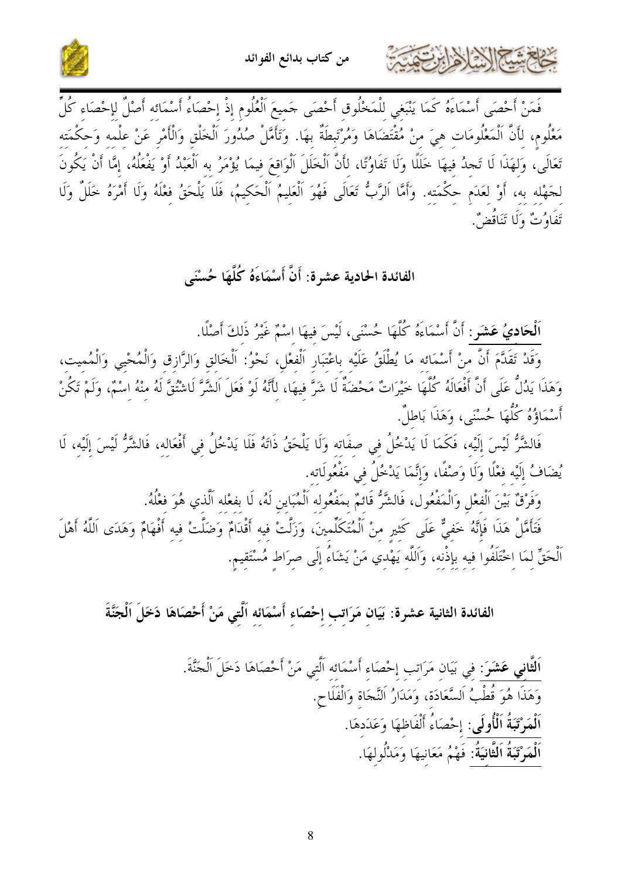فَمَنْ أَحْصَى أَسْمَاءَهُ كَمَا يَنْبَغِي لِلْمَخْلُوقِ أَحْصَى جَمِيعَ اَلْعُلُومِ إِذْ إِحْصَاءُ أَسْمَائِهِ أَصْلٌ لِإِحْصَاءِ كُلِّ مَعْلُومٍ، لِأَنَّ اَلْمَعْلُومَاتِ هِيَ مِنْ مُقْتَضَاهَا وَمُرْتَبِطَةٌ بِهَا. وَتَأَمَّلْ صُدُورَ اَلْخَلْقِ وَالْأَمْرِ عَنْ عِلْمِهِ وَحِكْمَتِهِ تَعَالَى، وَلِهَذَا لَا تَجِدُ فِيهَا خَلَلًا وَلَا تَفَاوُتًا، لِأَنَّ اَلْخَلَلَ اَلْوَاقِعَ فِيمَا يُؤْمَرُ بِهِ اَلْعَبْدُ أَوْ يَفْعَلُهُ، إِمَّا أَنْ يَكُونَ لِجَهْلِهِ بِهِ، أَوْ لِعَدَمِ حِكْمَتِهِ. وَأَمَّا اَلرَّبُّ تَعَالَى فَهُوَ اَلْعَلِيمُ اَلْحَكِيمُ، فَلَا يَلْحَقُ فِعْلَهُ وَلَا أَمْرَهُ خَلَلٌ وَلَا تَفَاوُتٌ وَلَا تَنَاقُضٌ.

## الفائدة الحادية عشرة: أَنَّ أَسْمَاءَهُ كُلَّهَا حُسْنَى

**اَلْحَادِيَ عَشَرَ**: أَنَّ أَسْمَاءَهُ كُلَّهَا حُسْنَى، لَيْسَ فِيهَا اسْمٌ غَيْرُ ذَلِكَ أَصْلًا.

وَقَدْ تَقَدَّمَ أَنَّ مِنْ أَسْمَائِهِ مَا يُطْلَقُ عَلَيْهِ بِاعْتِبَارِ اَلْفِعْلِ، نَحْوُ: اَلْخَالِقِ وَالرَّازِقِ وَالْمُحْيِي وَالْمُمِيتِ، وَهَذَا يَدُلُّ عَلَى أَنَّ أَفْعَالَهُ كُلَّهَا خَيْرَاتٌ مَحْضَةٌ لَا شَرَّ فِيهَا، لِأَنَّهُ لَوْ فَعَلَ اَلشَّرَّ لَاشْتُقَّ لَهُ مِنْهُ اسْمٌ، وَلَمْ تَكُنْ أَسْمَاؤُهُ كُلُّهَا حُسْنَى، وَهَذَا بَاطِلٌ.

فَالشَّرُّ لَيْسَ إِلَيْهِ، فَكَمَا لَا يَدْخُلُ فِي صِفَاتِهِ وَلَا يَلْحَقُ ذَاتَهُ فَلَا يَدْخُلُ فِي أَفْعَالِهِ، فَالشَّرُّ لَيْسَ إِلَيْهِ، لَا يُضَافُ إِلَيْهِ فِعْلًا وَلَا وَصْفًا، وَإِنَّمَا يَدْخُلُ فِي مَفْعُولَاتِهِ.

وَفَرْقٌ بَيْنَ اَلْفِعْلِ وَالْمَفْعُولِ، فَالشَّرُّ قَائِمٌ بِمَفْعُولِهِ اَلْمُبَايِنِ لَهُ، لَا بِفِعْلِهِ اَلَّذِي هُوَ فِعْلُهُ.

فَتَأَمَّلْ هَذَا فَإِنَّهُ خَفِيٌّ عَلَى كَثِيرٍ مِنَ اَلْمُتَكَلِّمِينَ، وَزَلَّتْ فِيهِ أَقْدَامٌ وَضَلَّتْ فِيهِ أَفْهَامٌ وَهَدَى اَللَّهُ أَهْلَ اَلْحَقِّ لِمَا اخْتَلَفُوا فِيهِ بِإِذْنِهِ، وَاللَّهُ يَهْدِي مَنْ يَشَاءُ إِلَى صِرَاطٍ مُسْتَقِيمٍ.

## الفائدة الثانية عشرة: بَيَانِ مَرَاتِبِ إِحْصَاءِ أَسْمَائِهِ اَلَّتِي مَنْ أَحْصَاهَا دَخَلَ اَلْجَنَّةَ

**اَلثَّانِي عَشَرَ**: فِي بَيَانِ مَرَاتِبِ إِحْصَاءِ أَسْمَائِهِ اَلَّتِي مَنْ أَحْصَاهَا دَخَلَ اَلْجَنَّةَ.

وَهَذَا هُوَ قُطْبُ اَلسَّعَادَةِ، وَمَدَارُ اَلنَّجَاةِ وَالْفَلَاحِ.

**اَلْمَرْتَبَةُ اَلْأُولَى**: إِحْصَاءُ أَلْفَاظِهَا وَعَدَدِهَا.

**اَلْمَرْتَبَةُ اَلثَّانِيَةُ**: فَهْمُ مَعَانِيهَا وَمَدْلُولِهَا.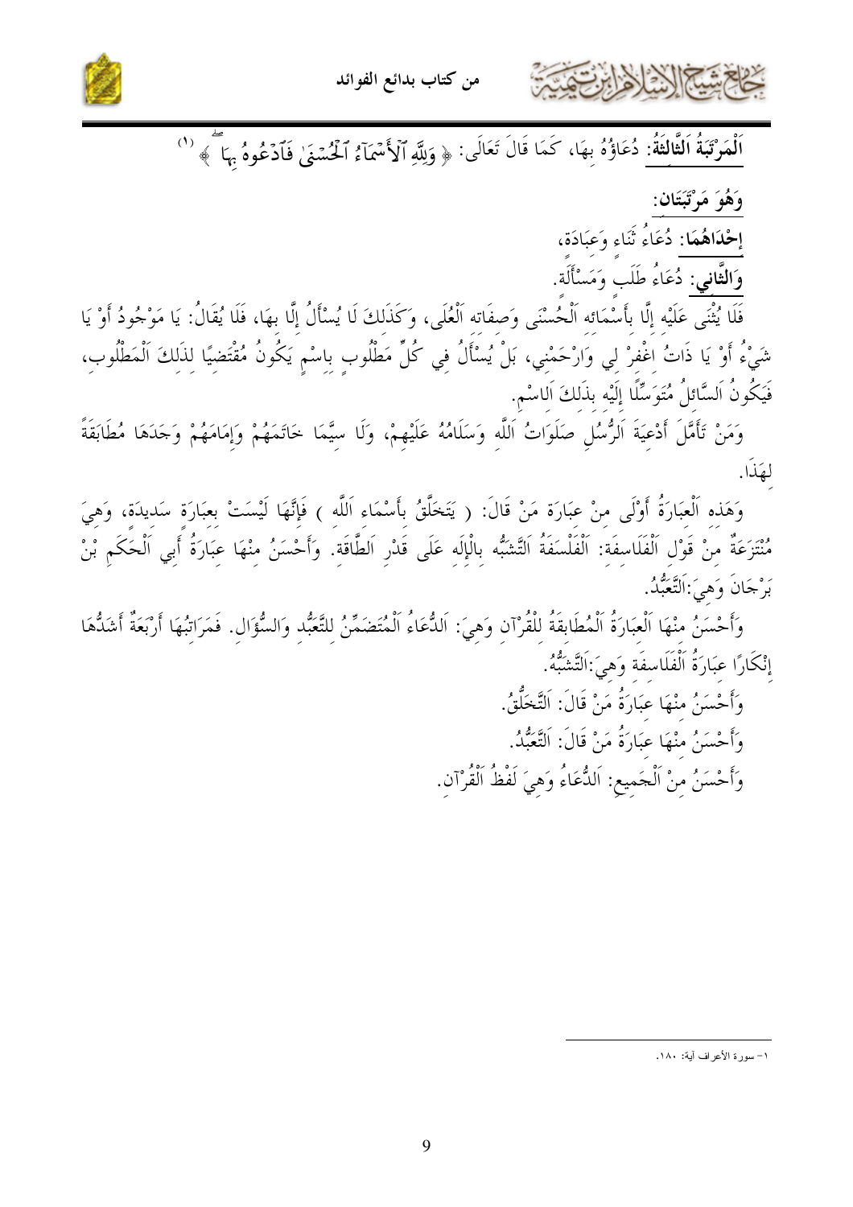**اَلْمَرْتَبَةُ اَلثَّالِثَةُ:** دُعَاؤُهُ بِهَا، كَمَا قَالَ تَعَالَى: ﴿ وَلِلَّهِ ٱلْأَسْمَآءُ ٱلْحُسْنَىٰ فَٱدْعُوهُ بِهَا ﴾ [1]

**وَهُوَ مَرْتَبَتَان:**

**إِحْدَاهُمَا:** دُعَاءُ ثَنَاءٍ وَعِبَادَة،

**وَالثَّانِي:** دُعَاءُ طَلَبٍ وَمَسْأَلَة.

فَلَا يُثْنَى عَلَيْه إِلَّا بِأَسْمَائه اَلْحُسْنَى وَصِفَاته اَلْعُلَى، وَكَذَلِكَ لَا يُسْأَلُ إِلَّا بِهَا، فَلَا يُقَالُ: يَا مَوْجُودُ أَوْ يَا شَيْءُ أَوْ يَا ذَاتُ اغْفِرْ لِي وَارْحَمْنِي، بَلْ يُسْأَلُ فِي كُلِّ مَطْلُوبٍ بِاسْمٍ يَكُونُ مُقْتَضِيًا لِذَلِكَ اَلْمَطْلُوب، فَيَكُونُ اَلسَّائِلُ مُتَوَسِّلًا إِلَيْه بِذَلِكَ اَلِاسْم.

وَمَنْ تَأَمَّلَ أَدْعِيَةَ اَلرُّسُلِ صَلَوَاتُ اَللَّه وَسَلَامُهُ عَلَيْهِمْ، وَلَا سِيَّمَا خَاتَمَهُمْ وَإِمَامَهُمْ وَجَدَهَا مُطَابَقَةً لِهَذَا.

وَهَذه اَلْعِبَارَةُ أَوْلَى مِنْ عِبَارَة مَنْ قَالَ: ( يَتَخَلَّقُ بِأَسْمَاءِ اَللَّه ) فَإِنَّهَا لَيْسَتْ بِعِبَارَةٍ سَدِيدَة، وَهِيَ مُنْتَزَعَةٌ مِنْ قَوْلِ اَلْفَلَاسِفَة: اَلْفَلْسَفَةُ اَلتَّشَبُّه بِالْإِلَه عَلَى قَدْرِ اَلطَّاقَة. وَأَحْسَنُ مِنْهَا عِبَارَةُ أَبِي اَلْحَكَمِ بْنِ بَرْجَانَ وَهِيَ: اَلتَّعَبُّدُ.

وَأَحْسَنُ مِنْهَا اَلْعِبَارَةُ اَلْمُطَابِقَةُ لِلْقُرْآنِ وَهِيَ: اَلدُّعَاءُ اَلْمُتَضَمِّنُ لِلتَّعَبُّدِ وَالسُّؤَال. فَمَرَاتِبُهَا أَرْبَعَةٌ أَشَدُّهَا إِنْكَارًا عِبَارَةُ اَلْفَلَاسِفَة وَهِيَ: اَلتَّشَبُّهُ.

وَأَحْسَنُ مِنْهَا عِبَارَةُ مَنْ قَالَ: اَلتَّخَلُّقُ.

وَأَحْسَنُ مِنْهَا عِبَارَةُ مَنْ قَالَ: اَلتَّعَبُّدُ.

وَأَحْسَنُ مِنَ اَلْجَمِيعِ: اَلدُّعَاءُ وَهِيَ لَفْظُ اَلْقُرْآن.

---

[1] - سورة الأعراف آية: ١٨٠.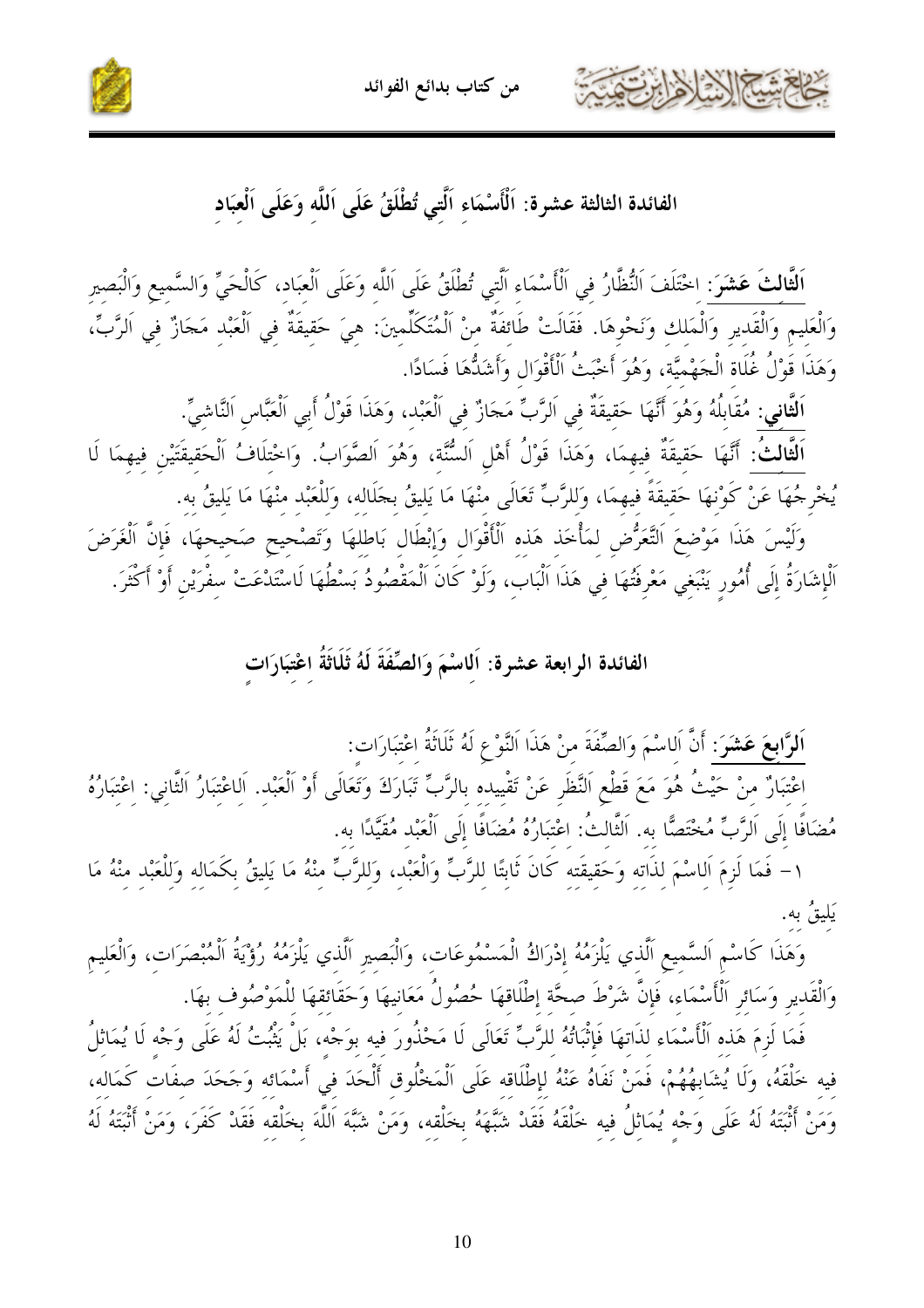## الفائدة الثالثة عشرة: اَلْأَسْمَاءِ اَلَّتِي تُطْلَقُ عَلَى اَللَّهِ وَعَلَى اَلْعِبَادِ

**اَلثَّالِثَ عَشَرَ**: اخْتَلَفَ اَلنُّظَّارُ فِي اَلْأَسْمَاءِ اَلَّتِي تُطْلَقُ عَلَى اَللَّهِ وَعَلَى اَلْعِبَادِ، كَالْحَيِّ وَالسَّمِيعِ وَالْبَصِيرِ وَالْعَلِيمِ وَالْقَدِيرِ وَالْمَلِكِ وَنَحْوِهَا. فَقَالَتْ طَائِفَةٌ مِنْ اَلْمُتَكَلِّمِينَ: هِيَ حَقِيقَةٌ فِي اَلْعَبْدِ مَجَازٌ فِي اَلرَّبِّ، وَهَذَا قَوْلُ غُلَاةِ الْجَهْمِيَّةِ، وَهُوَ أَخْبَثُ اَلْأَقْوَالِ وَأَشَدُّهَا فَسَادًا.

**اَلثَّانِي**: مُقَابِلُهُ وَهُوَ أَنَّهَا حَقِيقَةٌ فِي اَلرَّبِّ مَجَازٌ فِي اَلْعَبْدِ، وَهَذَا قَوْلُ أَبِي اَلْعَبَّاسِ اَلنَّاشِيِّ.

**اَلثَّالِثُ**: أَنَّهَا حَقِيقَةٌ فِيهِمَا، وَهَذَا قَوْلُ أَهْلِ اَلسُّنَّةِ، وَهُوَ اَلصَّوَابُ. وَاخْتِلَافُ اَلْحَقِيقَتَيْنِ فِيهِمَا لَا يُخْرِجُهَا عَنْ كَوْنِهَا حَقِيقَةً فِيهِمَا، وَلِلرَّبِّ تَعَالَى مِنْهَا مَا يَلِيقُ بِجَلَالِهِ، وَلِلْعَبْدِ مِنْهَا مَا يَلِيقُ بِهِ.

وَلَيْسَ هَذَا مَوْضِعَ اَلتَّعَرُّضِ لِمَأْخَذِ هَذِهِ اَلْأَقْوَالِ وَإِبْطَالِ بَاطِلِهَا وَتَصْحِيحِ صَحِيحِهَا، فَإِنَّ اَلْغَرَضَ اَلْإِشَارَةُ إِلَى أُمُورٍ يَنْبَغِي مَعْرِفَتُهَا فِي هَذَا اَلْبَابِ، وَلَوْ كَانَ اَلْمَقْصُودُ بَسْطُهَا لَاسْتَدْعَتْ سِفْرَيْنِ أَوْ أَكْثَرَ.

## الفائدة الرابعة عشرة: اَلاسْمَ وَالصِّفَةَ لَهُ ثَلَاثَةُ اعْتِبَارَاتٍ

**اَلرَّابِعَ عَشَرَ**: أَنَّ اَلاسْمَ وَالصِّفَةَ مِنْ هَذَا اَلنَّوْعِ لَهُ ثَلَاثَةُ اعْتِبَارَاتٍ:

اعْتِبَارٌ مِنْ حَيْثُ هُوَ مَعَ قَطْعِ اَلنَّظَرِ عَنْ تَقْيِيدِهِ بِالرَّبِّ تَبَارَكَ وَتَعَالَى أَوْ اَلْعَبْدِ. اَلاعْتِبَارُ اَلثَّانِي: اعْتِبَارُهُ مُضَافًا إِلَى اَلرَّبِّ مُخْتَصًّا بِهِ. اَلثَّالِثُ: اعْتِبَارُهُ مُضَافًا إِلَى اَلْعَبْدِ مُقَيَّدًا بِهِ.

١- فَمَا لَزِمَ اَلاسْمَ لِذَاتِهِ وَحَقِيقَتِهِ كَانَ ثَابِتًا لِلرَّبِّ وَالْعَبْدِ، وَلِلرَّبِّ مِنْهُ مَا يَلِيقُ بِكَمَالِهِ وَلِلْعَبْدِ مِنْهُ مَا يَلِيقُ بِهِ.

وَهَذَا كَاسْمِ اَلسَّمِيعِ اَلَّذِي يَلْزَمُهُ إِدْرَاكُ الْمَسْمُوعَاتِ، وَالْبَصِيرِ اَلَّذِي يَلْزَمُهُ رُؤْيَةُ اَلْمُبْصَرَاتِ، وَالْعَلِيمِ وَالْقَدِيرِ وَسَائِرِ اَلْأَسْمَاءِ، فَإِنَّ شَرْطَ صِحَّةِ إِطْلَاقِهَا حُصُولُ مَعَانِيهَا وَحَقَائِقِهَا لِلْمَوْصُوفِ بِهَا.

فَمَا لَزِمَ هَذِهِ اَلْأَسْمَاءِ لِذَاتِهَا فَإِثْبَاتُهُ لِلرَّبِّ تَعَالَى لَا مَحْذُورَ فِيهِ بِوَجْهٍ، بَلْ يَثْبُتُ لَهُ عَلَى وَجْهٍ لَا يُمَاثِلُ فِيهِ خَلْقَهُ، وَلَا يُشَابِهُهُمْ، فَمَنْ نَفَاهُ عَنْهُ لِإِطْلَاقِهِ عَلَى الْمَخْلُوقِ أَلْحَدَ فِي أَسْمَائِهِ وَجَحَدَ صِفَاتِ كَمَالِهِ، وَمَنْ أَثْبَتَهُ لَهُ عَلَى وَجْهٍ يُمَاثِلُ فِيهِ خَلْقَهُ فَقَدْ شَبَّهَهُ بِخَلْقِهِ، وَمَنْ شَبَّهَ اَللَّهَ بِخَلْقِهِ فَقَدْ كَفَرَ، وَمَنْ أَثْبَتَهُ لَهُ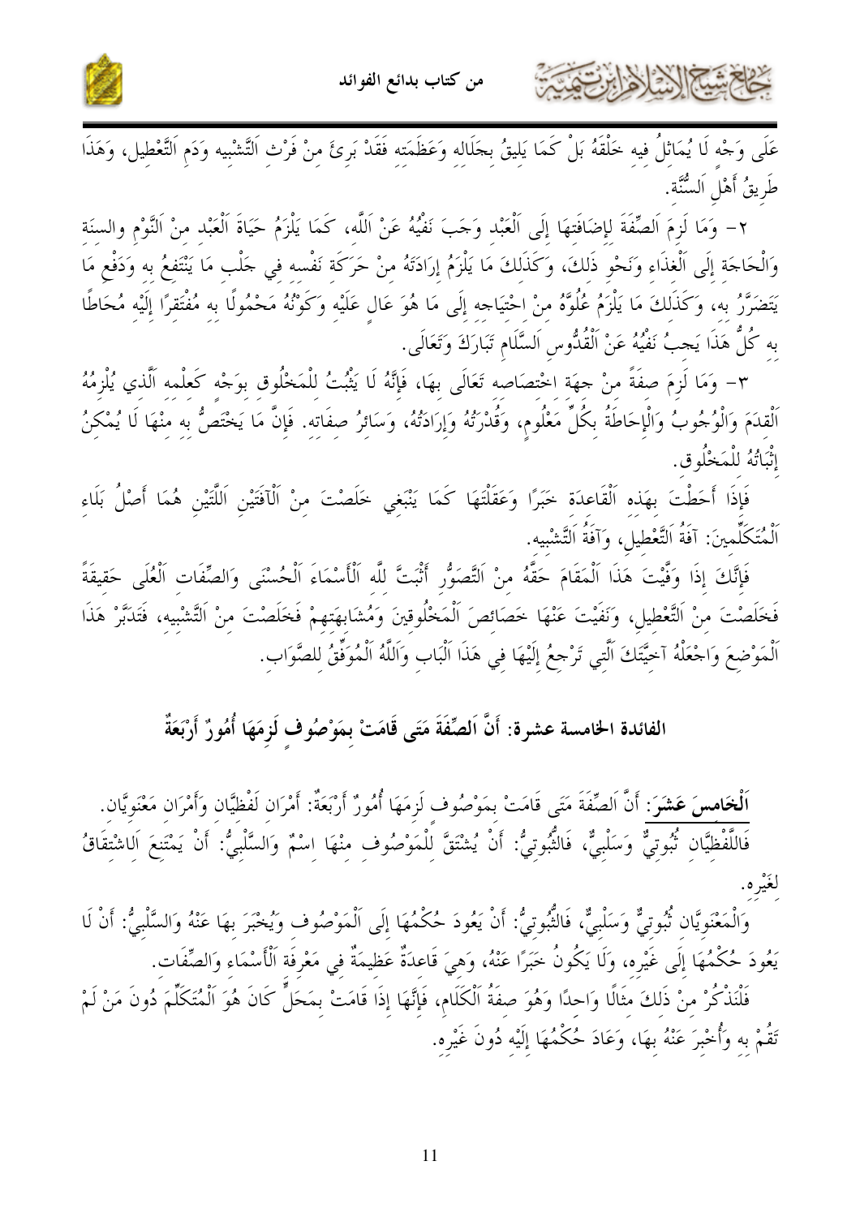عَلَى وَجْه لَا يُمَاثِلُ فيه خَلْقَهُ بَلْ كَمَا يَليقُ بجَلَاله وَعَظَمَته فَقَدْ بَرِئَ منْ فَرْث اَلتَّشْبِيه وَدَم اَلتَّعْطِيل، وَهَذَا طَرِيقُ أَهْلِ اَلسُّنَّة.

٢- وَمَا لَزِمَ اَلصِّفَةَ لإِضَافَتِهَا إِلَى اَلْعَبْد وَجَبَ نَفْيُهُ عَنْ اَللَّه، كَمَا يَلْزَمُ حَيَاةَ اَلْعَبْد منْ اَلنَّوْم والسنَة وَالْحَاجَة إِلَى اَلْغذَاء وَنَحْوِ ذَلكَ، وَكَذَلكَ مَا يَلْزَمُ إِرَادَتَهُ منْ حَرَكَة نَفْسه في جَلْب مَا يَنْتَفعُ به وَدَفْع مَا يَتَضَرَّرُ به، وَكَذَلكَ مَا يَلْزَمُ عُلُوَّهُ منْ احْتيَاجه إِلَى مَا هُوَ عَالٍ عَلَيْه وَكَوْنُهُ مَحْمُولًا به مُفْتَقرًا إِلَيْه مُحَاطًا به كُلُّ هَذَا يَجبُ نَفْيُهُ عَنْ اَلْقُدُّوس اَلسَّلَام تَبَارَكَ وَتَعَالَى.

٣- وَمَا لَزِمَ صفَةً منْ جهَة اخْتصَاصه تَعَالَى بها، فَإِنَّهُ لَا يَثْبُتُ للْمَخْلُوق بوَجْه كَعلْمه اَلَّذي يُلْزِمُهُ اَلْقدَمَ وَالْوُجُوبُ وَالْإِحَاطَةُ بكُلِّ مَعْلُومٍ، وَقُدْرَتُهُ وَإِرَادَتُهُ، وَسَائرُ صفَاته. فَإِنَّ مَا يَخْتَصُّ به منْهَا لَا يُمْكنُ إِثْبَاتُهُ للْمَخْلُوق.

فَإِذَا أَحَطْتَ بهَذه اَلْقَاعدَة خَبَرًا وَعَقَلْتَهَا كَمَا يَنْبَغي خَلَصْتَ منْ اَلْآفَتَيْنِ اَللَّتَيْنِ هُمَا أَصْلُ بَلَاءِ اَلْمُتَكَلِّمينَ: آفَةُ اَلتَّعْطِيل، وَآفَةُ اَلتَّشْبِيه.

فَإِنَّكَ إِذَا وَفَّيْتَ هَذَا اَلْمَقَامَ حَقَّهُ منْ اَلتَّصَوُّر أَثْبَتَّ للَّه اَلْأَسْمَاءَ اَلْحُسْنَى وَالصِّفَات اَلْعُلَى حَقيقَةً فَخَلَصْتَ منْ اَلتَّعْطِيل، وَنَفَيْتَ عَنْهَا خَصَائصَ اَلْمَخْلُوقينَ وَمُشَابهَتهمْ فَخَلَصْتَ منْ اَلتَّشْبِيه، فَتَدَبَّرْ هَذَا اَلْمَوْضعَ وَاجْعَلْهُ آخيَّتَكَ اَلَّتي تَرْجعُ إِلَيْهَا في هَذَا اَلْبَاب وَاَللَّهُ اَلْمُوَفِّقُ للصَّوَاب.

## الفائدة الخامسة عشرة: أَنَّ اَلصِّفَةَ مَتَى قَامَتْ بِمَوْصُوفٍ لَزِمَهَا أُمُورٌ أَرْبَعَةٌ

**اَلْخَامسَ عَشَرَ:** أَنَّ اَلصِّفَةَ مَتَى قَامَتْ بمَوْصُوف لَزِمَهَا أُمُورٌ أَرْبَعَةٌ: أَمْرَان لَفْظيَّان وَأَمْرَان مَعْنَويَّان. فَاللَّفْظيَّان ثُبُوتيٌّ وَسَلْبيٌّ، فَالثُّبُوتيُّ: أَنْ يُشْتَقَّ للْمَوْصُوف منْهَا اسْمٌ وَالسَّلْبيُّ: أَنْ يَمْتَنعَ اَلاشْتقَاقُ لغَيْره.

وَالْمَعْنَويَّان ثُبُوتيٌّ وَسَلْبيٌّ، فَالثُّبُوتيُّ: أَنْ يَعُودَ حُكْمُهَا إِلَى اَلْمَوْصُوف وَيُخْبَرَ بهَا عَنْهُ وَالسَّلْبيُّ: أَنْ لَا يَعُودَ حُكْمُهَا إِلَى غَيْره، وَلَا يَكُونُ خَبَرًا عَنْهُ، وَهيَ قَاعدَةٌ عَظيمَةٌ في مَعْرفَة اَلْأَسْمَاء وَالصِّفَات.

فَلْنَذْكُرْ منْ ذَلكَ مثَالًا وَاحدًا وَهُوَ صفَةُ اَلْكَلَام، فَإِنَّهَا إِذَا قَامَتْ بمَحَلٍّ كَانَ هُوَ اَلْمُتَكَلِّمَ دُونَ مَنْ لَمْ تَقُمْ به وَأُخْبرَ عَنْهُ بهَا، وَعَادَ حُكْمُهَا إِلَيْه دُونَ غَيْره.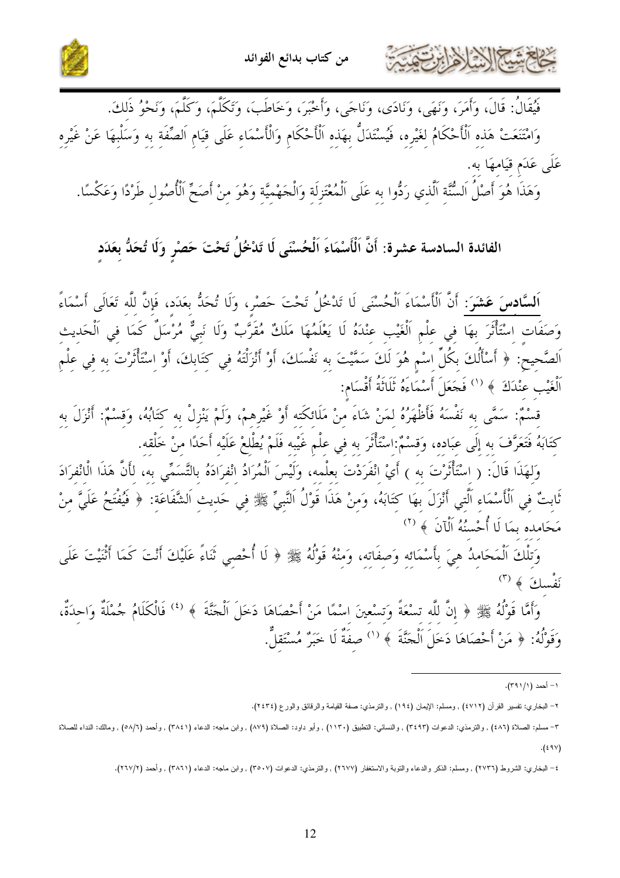فَيُقَالُ: قَالَ، وَأَمَرَ، وَنَهَى، وَنَادَى، وَنَاجَى، وَأَخْبَرَ، وَخَاطَبَ، وَتَكَلَّمَ، وَكَلَّمَ، وَنَحْوُ ذَلِكَ.

وَامْتَنَعَتْ هَذِهِ اَلْأَحْكَامُ لِغَيْرِهِ، فَيُسْتَدَلُّ بِهَذِهِ اَلْأَحْكَامِ وَالْأَسْمَاءِ عَلَى قِيَامِ اَلصِّفَةِ بِهِ وَسَلْبِهَا عَنْ غَيْرِهِ عَلَى عَدَمِ قِيَامِهَا بِهِ.

وَهَذَا هُوَ أَصْلُ اَلسُّنَّةِ الَّذِي رَدُّوا بِهِ عَلَى اَلْمُعْتَزِلَةِ وَالْجَهْمِيَّةِ وَهُوَ مِنْ أَصَحِّ اَلْأُصُولِ طَرْدًا وَعَكْسًا.

## الفائدة السادسة عشرة: أَنَّ اَلْأَسْمَاءَ اَلْحُسْنَى لَا تَدْخُلُ تَحْتَ حَصْرٍ وَلَا تُحَدُّ بِعَدَدٍ

**اَلسَّادِسَ عَشَرَ**: أَنَّ اَلْأَسْمَاءَ اَلْحُسْنَى لَا تَدْخُلُ تَحْتَ حَصْرٍ، وَلَا تُحَدُّ بِعَدَدٍ، فَإِنَّ لِلَّهِ تَعَالَى أَسْمَاءً وَصِفَاتٍ اسْتَأْثَرَ بِهَا فِي عِلْمِ اَلْغَيْبِ عِنْدَهُ لَا يَعْلَمُهَا مَلَكٌ مُقَرَّبٌ وَلَا نَبِيٌّ مُرْسَلٌ كَمَا فِي اَلْحَدِيثِ اَلصَّحِيحِ: ﴿ أَسْأَلُكَ بِكُلِّ اسْمٍ هُوَ لَكَ سَمَّيْتَ بِهِ نَفْسَكَ، أَوْ أَنْزَلْتَهُ فِي كِتَابِكَ، أَوْ اسْتَأْثَرْتَ بِهِ فِي عِلْمِ اَلْغَيْبِ عِنْدَكَ ﴾ [1] فَجَعَلَ أَسْمَاءَهُ ثَلَاثَةَ أَقْسَامٍ:

قِسْمٌ: سَمَّى بِهِ نَفْسَهُ فَأَظْهَرَهُ لِمَنْ شَاءَ مِنْ مَلَائِكَتِهِ أَوْ غَيْرِهِمْ، وَلَمْ يَنْزِلْ بِهِ كِتَابُهُ، وَقِسْمٌ: أَنْزَلَ بِهِ كِتَابَهُ فَتَعَرَّفَ بِهِ إِلَى عِبَادِهِ، وَقِسْمٌ:اسْتَأْثَرَ بِهِ فِي عِلْمِ غَيْبِهِ فَلَمْ يُطْلِعْ عَلَيْهِ أَحَدًا مِنْ خَلْقِهِ.

وَلِهَذَا قَالَ: ( اسْتَأْثَرْتَ بِهِ ) أَيْ انْفَرَدْتَ بِعِلْمِهِ، وَلَيْسَ اَلْمُرَادُ انْفِرَادَهُ بِالتَّسَمِّي بِهِ، لِأَنَّ هَذَا الْانْفِرَادَ ثَابِتٌ فِي اَلْأَسْمَاءِ اَلَّتِي أَنْزَلَ بِهَا كِتَابَهُ، وَمِنْ هَذَا قَوْلُ اَلنَّبِيِّ ﷺ فِي حَدِيثِ اَلشَّفَاعَةِ: ﴿ فَيُفْتَحُ عَلَيَّ مِنْ مَحَامِدِهِ بِمَا لَا أُحْسِنُهُ اَلْآنَ ﴾ [2]

وَتِلْكَ اَلْمَحَامِدُ هِيَ بِأَسْمَائِهِ وَصِفَاتِهِ، وَمِنْهُ قَوْلُهُ ﷺ ﴿ لَا أُحْصِي ثَنَاءً عَلَيْكَ أَنْتَ كَمَا أَثْنَيْتَ عَلَى نَفْسِكَ ﴾ [3]

وَأَمَّا قَوْلُهُ ﷺ ﴿ إِنَّ لِلَّهِ تِسْعَةً وَتِسْعِينَ اسْمًا مَنْ أَحْصَاهَا دَخَلَ اَلْجَنَّةَ ﴾ [4] فَالْكَلَامُ جُمْلَةٌ وَاحِدَةٌ، وَقَوْلُهُ: ﴿ مَنْ أَحْصَاهَا دَخَلَ اَلْجَنَّةَ ﴾ [1] صِفَةٌ لَا خَبَرٌ مُسْتَقِلٌّ.

---

١- أحمد (٣٩١/١).

٢- البخاري: تفسير القرآن (٤٧١٢) , ومسلم: الإيمان (١٩٤) , والترمذي: صفة القيامة والرقائق والورع (٢٤٣٤).

٣- مسلم: الصلاة (٤٨٦) , والترمذي: الدعوات (٣٤٩٣) , والنسائي: التطبيق (١١٣٠) , وأبو داود: الصلاة (٨٧٩) , وابن ماجه: الدعاء (٣٨٤١) , وأحمد (٥٨/٦) , ومالك: النداء للصلاة (٤٩٧).

٤- البخاري: الشروط (٢٧٣٦) , ومسلم: الذكر والدعاء والتوبة والاستغفار (٢٦٧٧) , والترمذي: الدعوات (٣٥٠٧) , وابن ماجه: الدعاء (٣٨٦١) , وأحمد (٢٦٧/٢).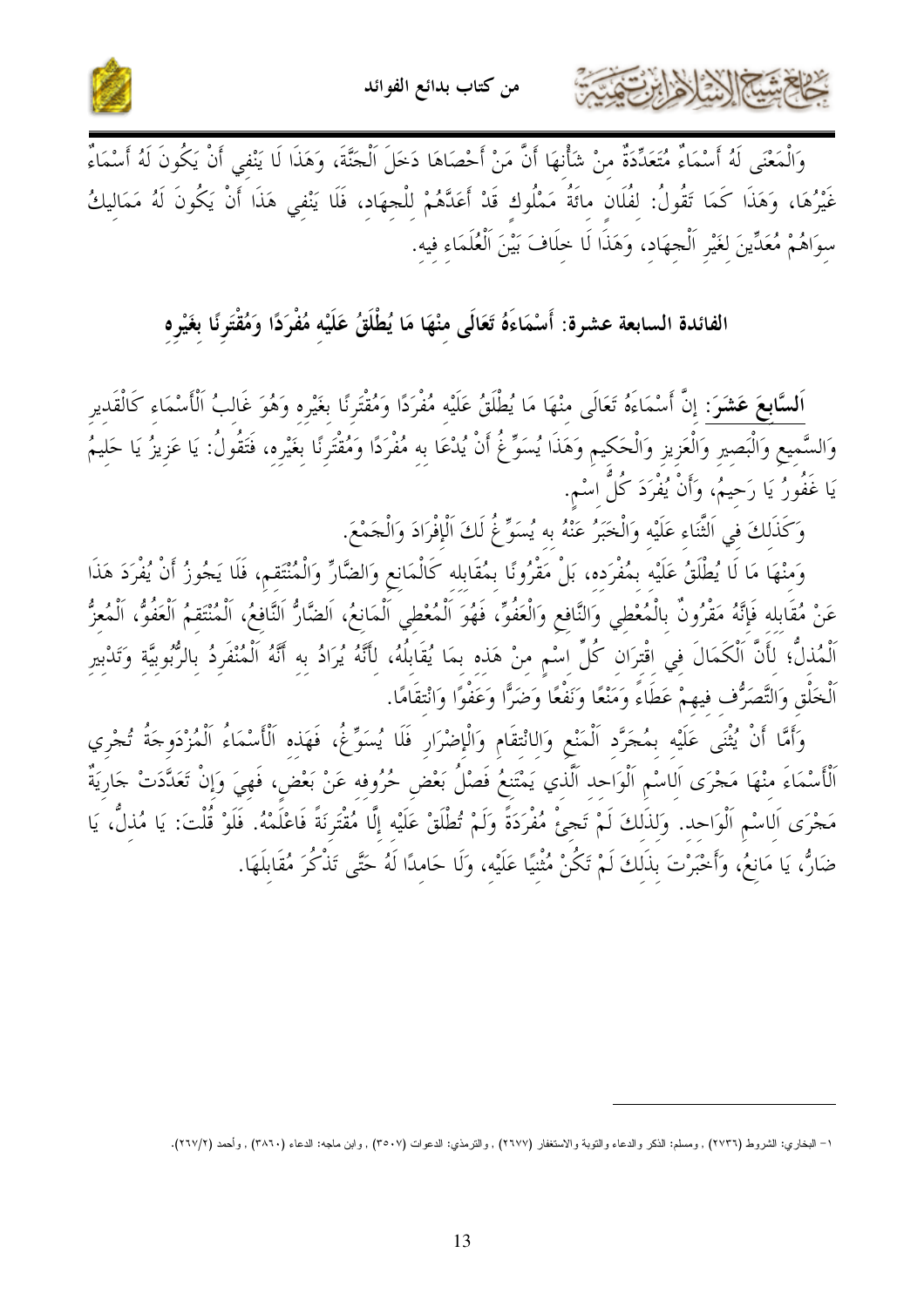وَالْمَعْنَى لَهُ أَسْمَاءٌ مُتَعَدِّدَةٌ مِنْ شَأْنِهَا أَنَّ مَنْ أَحْصَاهَا دَخَلَ اَلْجَنَّةَ، وَهَذَا لَا يَنْفِي أَنْ يَكُونَ لَهُ أَسْمَاءٌ غَيْرُهَا، وَهَذَا كَمَا تَقُولُ: لِفُلَان مِائَةُ مَمْلُوك قَدْ أَعَدَّهُمْ لِلْجِهَاد، فَلَا يَنْفِي هَذَا أَنْ يَكُونَ لَهُ مَمَالِيكُ سِوَاهُمْ مُعَدِّينَ لِغَيْرِ اَلْجِهَادِ، وَهَذَا لَا خِلَافَ بَيْنَ اَلْعُلَمَاءِ فِيهِ.

## الفائدة السابعة عشرة: أَسْمَاءَهُ تَعَالَى مِنْهَا مَا يُطْلَقُ عَلَيْهِ مُفْرَدًا وَمُقْتَرِنًا بِغَيْرِهِ

**اَلسَّابِعَ عَشَرَ:** إِنَّ أَسْمَاءَهُ تَعَالَى مِنْهَا مَا يُطْلَقُ عَلَيْهِ مُفْرَدًا وَمُقْتَرِنًا بِغَيْرِهِ وَهُوَ غَالِبُ اَلْأَسْمَاءِ كَالْقَدِيرِ وَالسَّمِيعِ وَالْبَصِيرِ وَالْعَزِيزِ وَالْحَكِيمِ وَهَذَا يُسَوِّغُ أَنْ يُدْعَا بِهِ مُفْرَدًا وَمُقْتَرِنًا بِغَيْرِهِ، فَتَقُولُ: يَا عَزِيزُ يَا حَلِيمُ يَا غَفُورُ يَا رَحِيمُ، وَأَنْ يُفْرَدَ كُلُّ اسْمٍ.

وَكَذَلِكَ فِي اَلثَّنَاءِ عَلَيْهِ وَالْخَبَرُ عَنْهُ بِهِ يُسَوِّغُ لَكَ اَلْإِفْرَادَ وَالْجَمْعَ.

وَمِنْهَا مَا لَا يُطْلَقُ عَلَيْهِ بِمُفْرَدِهِ، بَلْ مَقْرُونًا بِمُقَابِلِهِ كَالْمَانِعِ وَالضَّارِّ وَالْمُنْتَقِمِ، فَلَا يَجُوزُ أَنْ يُفْرَدَ هَذَا عَنْ مُقَابِلِهِ فَإِنَّهُ مَقْرُونٌ بِالْمُعْطِي وَالنَّافِعِ وَالْعَفُوِّ، فَهُوَ اَلْمُعْطِي اَلْمَانِعُ، اَلضَّارُّ اَلنَّافِعُ، اَلْمُنْتَقِمُ اَلْعَفُوُّ، اَلْمُعِزُّ اَلْمُذِلُّ؛ لِأَنَّ اَلْكَمَالَ فِي اقْتِرَانِ كُلِّ اسْمٍ مِنْ هَذِهِ بِمَا يُقَابِلُهُ، لِأَنَّهُ يُرَادُ بِهِ أَنَّهُ اَلْمُنْفَرِدُ بِالرُّبُوبِيَّةِ وَتَدْبِيرِ اَلْخَلْقِ وَالتَّصَرُّفِ فِيهِمْ عَطَاءً وَمَنْعًا وَنَفْعًا وَضَرًّا وَعَفْوًا وَانْتِقَامًا.

وَأَمَّا أَنْ يُثْنَى عَلَيْهِ بِمُجَرَّدِ اَلْمَنْعِ وَالِانْتِقَامِ وَالْإِضْرَارِ فَلَا يُسَوِّغُ، فَهَذِهِ اَلْأَسْمَاءُ اَلْمُزْدَوِجَةُ تُجْرِي اَلْأَسْمَاءَ مِنْهَا مَجْرَى اَلِاسْمِ اَلْوَاحِدِ اَلَّذِي يَمْتَنِعُ فَصْلُ بَعْضِ حُرُوفِهِ عَنْ بَعْضٍ، فَهِيَ وَإِنْ تَعَدَّدَتْ جَارِيَةٌ مَجْرَى اَلِاسْمِ اَلْوَاحِدِ. وَلِذَلِكَ لَمْ تَجِئْ مُفْرَدَةً وَلَمْ تُطْلَقْ عَلَيْهِ إِلَّا مُقْتَرِنَةً فَاعْلَمْهُ. فَلَوْ قُلْتَ: يَا مُذِلُّ، يَا ضَارُّ، يَا مَانِعُ، وَأَخْبَرْتَ بِذَلِكَ لَمْ تَكُنْ مُثْنِيًا عَلَيْهِ، وَلَا حَامِدًا لَهُ حَتَّى تَذْكُرَ مُقَابِلَهَا.

---

١- البخاري: الشروط (٢٧٣٦) , ومسلم: الذكر والدعاء والتوبة والاستغفار (٢٦٧٧) , والترمذي: الدعوات (٣٥٠٧) , وابن ماجه: الدعاء (٣٨٦٠) , وأحمد (٢/٢٦٧).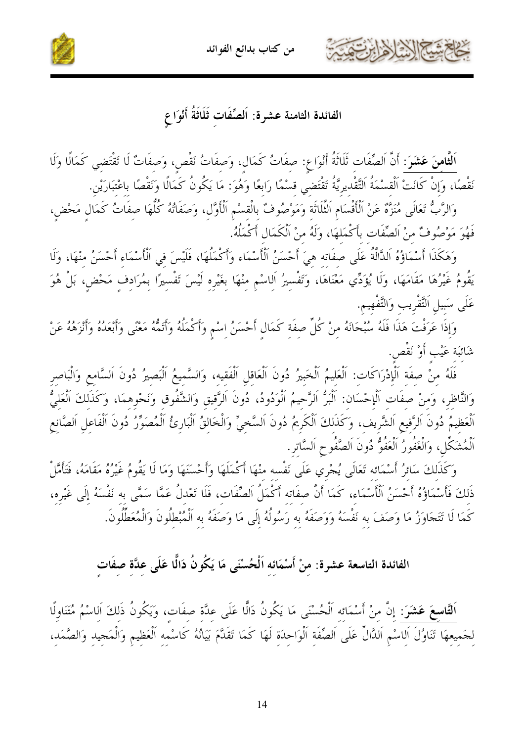## الفائدة الثامنة عشرة: اَلصِّفَات ثَلَاثَةُ أَنْوَاعٍ

**اَلثَّامنَ عَشَرَ**: أَنَّ اَلصِّفَات ثَلَاثَةُ أَنْوَاعٍ: صفَاتُ كَمَالٍ، وَصفَاتُ نَقْصٍ، وَصفَاتٌ لَا تَقْتَضي كَمَالًا وَلَا نَقْصًا، وَإِنْ كَانَتْ اَلْقسْمَةُ اَلتَّقْديريَّةُ تَقْتَضي قسْمًا رَابعًا وَهُوَ: مَا يَكُونُ كَمَالًا وَنَقْصًا باعْتبَارَيْن.

وَالرَّبُّ تَعَالَى مُنَزَّهٌ عَنْ اَلْأَقْسَام الثَّلَاثَة وَمَوْصُوفٌ بالْقسْم اَلْأَوَّل، وَصفَاتُهُ كُلُّهَا صفَاتُ كَمَالٍ مَحْضٍ، فَهُوَ مَوْصُوفٌ منْ اَلصِّفَات بأَكْمَلهَا، وَلَهُ منْ اَلْكَمَال أَكْمَلُهُ.

وَهَكَذَا أَسْمَاؤُهُ اَلدَّالَّةُ عَلَى صفَاته هيَ أَحْسَنُ اَلْأَسْمَاء وَأَكْمَلُهَا، فَلَيْسَ في اَلْأَسْمَاء أَحْسَنُ منْهَا، وَلَا يَقُومُ غَيْرُهَا مَقَامَهَا، وَلَا يُؤَدِّي مَعْنَاهَا، وَتَفْسيرُ اَلاسْم منْهَا بغَيْره لَيْسَ تَفْسيرًا بمُرَادفٍ مَحْضٍ، بَلْ هُوَ عَلَى سَبيل اَلتَّقْريب وَالتَّفْهيم.

وَإذَا عَرَفْتَ هَذَا فَلَهُ سُبْحَانَهُ منْ كُلِّ صفَة كَمَالٍ أَحْسَنُ اسْمٍ وَأَكْمَلُهُ وَأَتَمُّهُ مَعْنًى وَأَبْعَدُهُ وَأَنْزَهُهُ عَنْ شَائبَة عَيْبٍ أَوْ نَقْصٍ.

فَلَهُ منْ صفَة اَلْإِدْرَاكَات: اَلْعَليمُ اَلْخَبيرُ دُونَ اَلْعَاقل اَلْفَقيه، وَالسَّميعُ اَلْبَصيرُ دُونَ اَلسَّامع وَالْبَاصر وَالنَّاظر، وَمنْ صفَات اَلْإِحْسَان: اَلْبَرُّ اَلرَّحيمُ اَلْوَدُودُ، دُونَ اَلرَّقيق وَالشَّفُوق وَنَحْوهما، وَكَذَلكَ اَلْعَليُّ اَلْعَظيمُ دُونَ اَلرَّفيع اَلشَّريف، وَكَذَلكَ اَلْكَريمُ دُونَ اَلسَّخيِّ وَالْخَالقُ اَلْبَارئُ اَلْمُصَوِّرُ دُونَ اَلْفَاعل اَلصَّانع اَلْمُشَكِّل، وَالْغَفُورُ اَلْعَفُوُّ دُونَ اَلصَّفُوح اَلسَّاتر.

وَكَذَلكَ سَائرُ أَسْمَائه تَعَالَى يُجْري عَلَى نَفْسه منْهَا أَكْمَلَهَا وَأَحْسَنَهَا وَمَا لَا يَقُومُ غَيْرُهُ مَقَامَهُ، فَتَأَمَّلْ ذَلكَ فَأَسْمَاؤُهُ أَحْسَنُ اَلْأَسْمَاء، كَمَا أَنَّ صفَاته أَكْمَلُ اَلصِّفَات، فَلَا تَعْدلْ عَمَّا سَمَّى به نَفْسَهُ إلَى غَيْره، كَمَا لَا تَتَجَاوَزُ مَا وَصَفَ به نَفْسَهُ وَوَصَفَهُ به رَسُولُهُ إلَى مَا وَصَفَهُ به اَلْمُبْطلُونَ وَالْمُعَطِّلُونَ.

## الفائدة التاسعة عشرة: منْ أَسْمَائه اَلْحُسْنَى مَا يَكُونُ دَالًّا عَلَى عدَّة صفَاتٍ

**اَلتَّاسعَ عَشَرَ**: إنَّ منْ أَسْمَائه اَلْحُسْنَى مَا يَكُونُ دَالًّا عَلَى عدَّة صفَات، وَيَكُونُ ذَلكَ اَلاسْمُ مُتَنَاولًا لجَميعهَا تَنَاوُلَ اَلاسْم اَلدَّالِّ عَلَى اَلصِّفَة اَلْوَاحدَة لَهَا كَمَا تَقَدَّمَ بَيَانُهُ كَاسْمه اَلْعَظيم وَالْمَجيد وَالصَّمَد،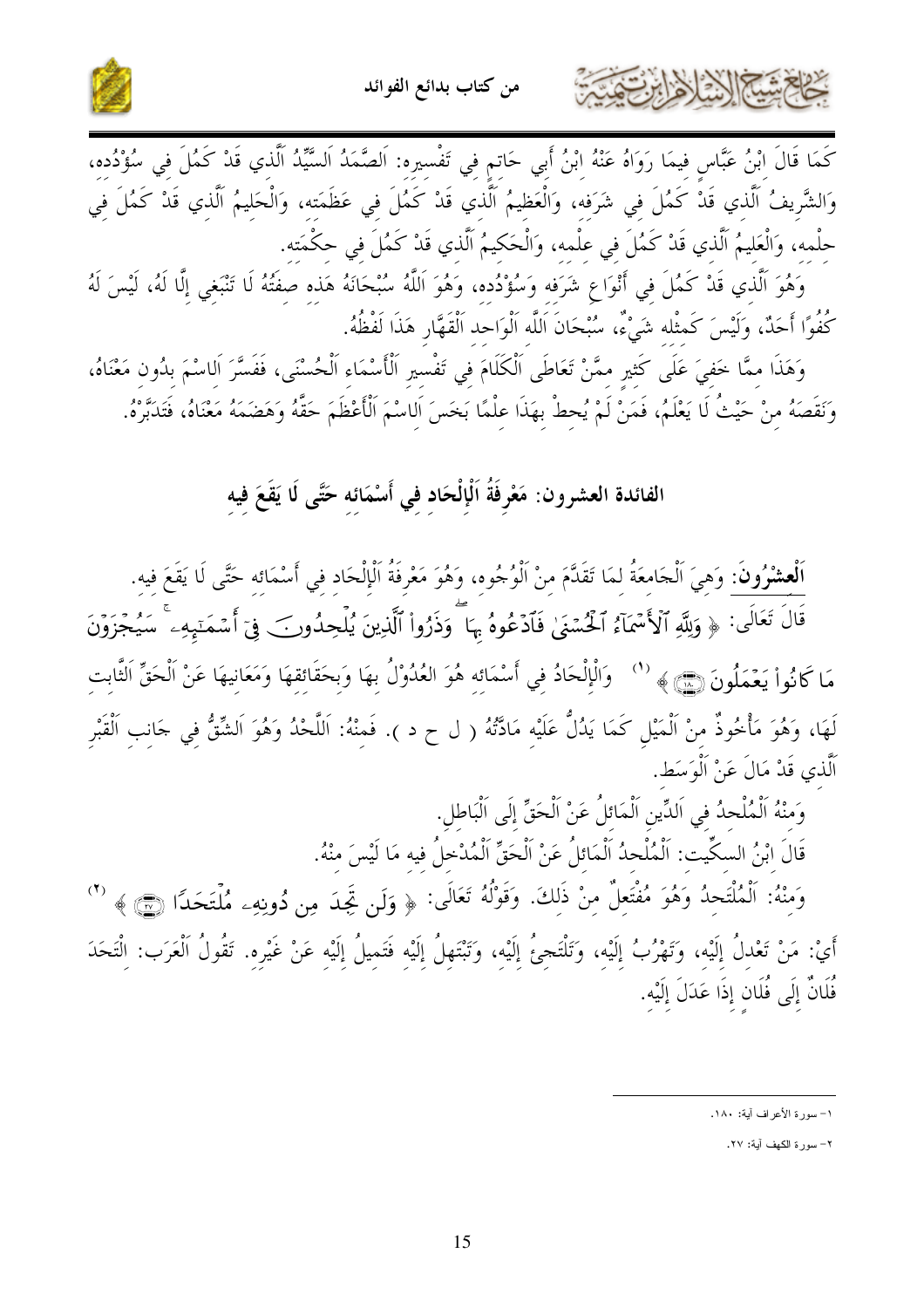كَمَا قَالَ ابْنُ عَبَّاسٍ فِيمَا رَوَاهُ عَنْهُ ابْنُ أَبِي حَاتِمٍ فِي تَفْسِيرِهِ: اَلصَّمَدُ اَلسَّيِّدُ اَلَّذِي قَدْ كَمُلَ فِي سُؤْدُدِهِ، وَالشَّرِيفُ اَلَّذِي قَدْ كَمُلَ فِي شَرَفِهِ، وَالْعَظِيمُ اَلَّذِي قَدْ كَمُلَ فِي عَظَمَتِهِ، وَالْحَلِيمُ اَلَّذِي قَدْ كَمُلَ فِي حِلْمِهِ، وَالْعَلِيمُ اَلَّذِي قَدْ كَمُلَ فِي عِلْمِهِ، وَالْحَكِيمُ اَلَّذِي قَدْ كَمُلَ فِي حِكْمَتِهِ.

وَهُوَ اَلَّذِي قَدْ كَمُلَ فِي أَنْوَاعِ شَرَفِهِ وَسُؤْدُدِهِ، وَهُوَ اَللَّهُ سُبْحَانَهُ هَذِهِ صِفَتُهُ لَا تَنْبَغِي إِلَّا لَهُ، لَيْسَ لَهُ كُفُوًا أَحَدٌ، وَلَيْسَ كَمِثْلِهِ شَيْءٌ، سُبْحَانَ اَللَّهِ اَلْوَاحِدِ اَلْقَهَّارِ هَذَا لَفْظُهُ.

وَهَذَا مِمَّا خَفِيَ عَلَى كَثِيرٍ مِمَّنْ تَعَاطَى اَلْكَلَامَ فِي تَفْسِيرِ اَلْأَسْمَاءِ اَلْحُسْنَى، فَفَسَّرَ اَلِاسْمَ بِدُونِ مَعْنَاهُ، وَنَقَصَهُ مِنْ حَيْثُ لَا يَعْلَمُ، فَمَنْ لَمْ يُحِطْ بِهَذَا عِلْمًا بَخَسَ اَلِاسْمَ اَلْأَعْظَمَ حَقَّهُ وَهَضَمَهُ مَعْنَاهُ، فَتَدَبَّرْهُ.

## الفائدة العشرون: مَعْرِفَةُ اَلْإِلْحَادِ فِي أَسْمَائِهِ حَتَّى لَا يَقَعَ فِيهِ

**اَلْعِشْرُونَ**: وَهِيَ اَلْجَامِعَةُ لِمَا تَقَدَّمَ مِنْ اَلْوُجُوهِ، وَهُوَ مَعْرِفَةُ اَلْإِلْحَادِ فِي أَسْمَائِهِ حَتَّى لَا يَقَعَ فِيهِ. قَالَ تَعَالَى: ﴿ وَلِلَّهِ ٱلْأَسْمَآءُ ٱلْحُسْنَىٰ فَٱدْعُوهُ بِهَا ۖ وَذَرُوا۟ ٱلَّذِينَ يُلْحِدُونَ فِىٓ أَسْمَـٰٓئِهِۦ ۚ سَيُجْزَوْنَ مَا كَانُوا۟ يَعْمَلُونَ ﴿١٨٠﴾ ﴾ [1] وَالْإِلْحَادُ فِي أَسْمَائِهِ هُوَ العُدُوْلُ بِهَا وَبِحَقَائِقِهَا وَمَعَانِيهَا عَنْ اَلْحَقِّ اَلثَّابِتِ لَهَا، وَهُوَ مَأْخُوذٌ مِنْ اَلْمَيْلِ كَمَا يَدُلُّ عَلَيْهِ مَادَّتُهُ ( ل ح د ). فَمِنْهُ: اَللَّحْدُ وَهُوَ اَلشِّقُّ فِي جَانِبِ اَلْقَبْرِ اَلَّذِي قَدْ مَالَ عَنْ اَلْوَسَطِ.

وَمِنْهُ اَلْمُلْحِدُ فِي اَلدِّينِ اَلْمَائِلُ عَنْ اَلْحَقِّ إِلَى اَلْبَاطِلِ.

قَالَ ابْنُ السِكِّيتِ: اَلْمُلْحِدُ اَلْمَائِلُ عَنْ اَلْحَقِّ اَلْمُدْخِلُ فِيهِ مَا لَيْسَ مِنْهُ.

وَمِنْهُ: اَلْمُلْتَحِدُ وَهُوَ مُفْتَعِلٌ مِنْ ذَلِكَ. وَقَوْلُهُ تَعَالَى: ﴿ وَلَن تَجِدَ مِن دُونِهِۦ مُلْتَحَدًا ﴿٢٧﴾ ﴾ [2] أَيْ: مَنْ تَعْدِلُ إِلَيْهِ، وَتَهْرُبُ إِلَيْهِ، وَتَلْتَجِئُ إِلَيْهِ، وَتَبْتَهِلُ إِلَيْهِ فَتَمِيلُ إِلَيْهِ عَنْ غَيْرِهِ. تَقُولُ اَلْعَرَبُ: اِلْتَحَدَ فُلَانٌ إِلَى فُلَانٍ إِذَا عَدَلَ إِلَيْهِ.

---

١- سورة الأعراف آية: ١٨٠.

٢- سورة الكهف آية: ٢٧.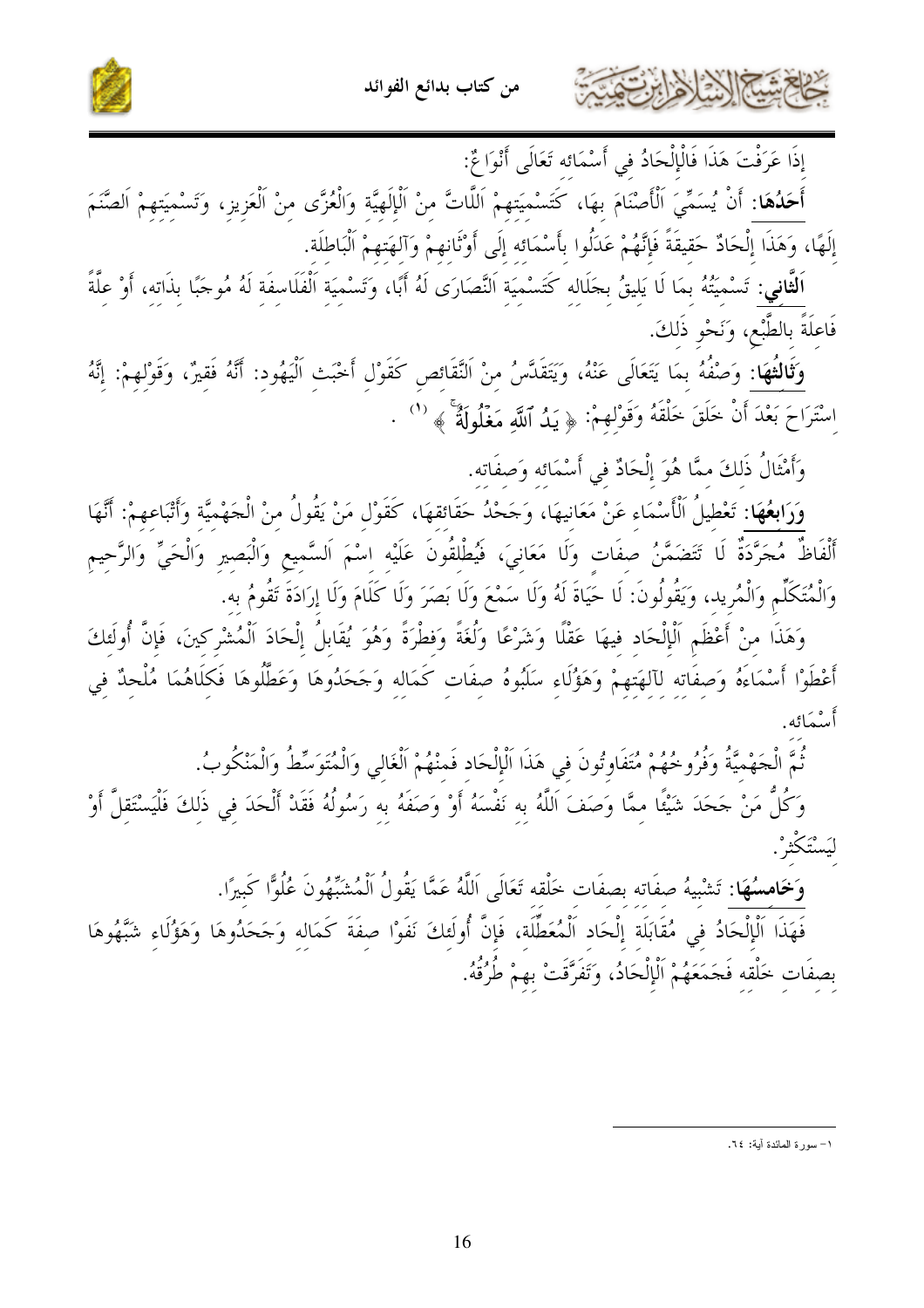إِذَا عَرَفْتَ هَذَا فَالْإِلْحَادُ فِي أَسْمَائِه تَعَالَى أَنْوَاعٌ:

**أَحَدُهَا**: أَنْ يُسَمِّيَ الْأَصْنَامَ بِهَا، كَتَسْمِيَتِهِمْ اللَّاتَّ مِنْ الْإِلَهِيَّة وَالْعُزَّى مِنْ الْعَزِيز، وَتَسْمِيَتِهِمْ الصَّنَمَ إِلَهًا، وَهَذَا إِلْحَادٌ حَقِيقَةً فَإِنَّهُمْ عَدَلُوا بِأَسْمَائِه إِلَى أَوْثَانِهِمْ وَآلِهَتِهِمْ الْبَاطِلَة.

**الثَّانِي**: تَسْمِيَتُهُ بِمَا لَا يَلِيقُ بِجَلَالِه كَتَسْمِيَةِ النَّصَارَى لَهُ أَبًا، وَتَسْمِيَةِ الْفَلَاسِفَة لَهُ مُوجِبًا بِذَاتِه، أَوْ عِلَّةً فَاعِلَةً بِالطَّبْعِ، وَنَحْوِ ذَلِكَ.

**وَثَالِثُهَا**: وَصْفُهُ بِمَا يَتَعَالَى عَنْهُ، وَيَتَقَدَّسُ مِنْ النَّقَائِص كَقَوْلِ أَخْبَثِ الْيَهُود: أَنَّهُ فَقِيرٌ، وَقَوْلِهِمْ: إِنَّهُ اسْتَرَاحَ بَعْدَ أَنْ خَلَقَ خَلْقَهُ وَقَوْلِهِمْ: ﴿ يَدُ ٱللَّهِ مَغْلُولَةٌ ﴾ [1] .

وَأَمْثَالُ ذَلِكَ مِمَّا هُوَ إِلْحَادٌ فِي أَسْمَائِه وَصِفَاتِه.

**وَرَابِعُهَا**: تَعْطِيلُ الْأَسْمَاءِ عَنْ مَعَانِيهَا، وَجَحْدُ حَقَائِقِهَا، كَقَوْلِ مَنْ يَقُولُ مِنْ الْجَهْمِيَّة وَأَتْبَاعِهِمْ: أَنَّهَا أَلْفَاظٌ مُجَرَّدَةٌ لَا تَتَضَمَّنُ صِفَات وَلَا مَعَانِيَ، فَيُطْلِقُونَ عَلَيْه اسْمَ السَّمِيع وَالْبَصِير وَالْحَيِّ وَالرَّحِيم وَالْمُتَكَلِّم وَالْمُرِيد، وَيَقُولُونَ: لَا حَيَاةَ لَهُ وَلَا سَمْعَ وَلَا بَصَرَ وَلَا كَلَامَ وَلَا إِرَادَةَ تَقُومُ بِه.

وَهَذَا مِنْ أَعْظَمِ الْإِلْحَاد فِيهَا عَقْلًا وَشَرْعًا وَلُغَةً وَفِطْرَةً وَهُوَ يُقَابِلُ إِلْحَادَ الْمُشْرِكِينَ، فَإِنَّ أُولَئِكَ أَعْطَوْا أَسْمَاءَهُ وَصِفَاتِه لِآلِهَتِهِمْ وَهَؤُلَاءِ سَلَبُوهُ صِفَات كَمَالِه وَجَحَدُوهَا وَعَطَّلُوهَا فَكِلَاهُمَا مُلْحِدٌ فِي أَسْمَائِه.

ثُمَّ الْجَهْمِيَّةُ وَفُرُوخُهُمْ مُتَفَاوِتُونَ فِي هَذَا الْإِلْحَاد فَمِنْهُمْ الْغَالِي وَالْمُتَوَسِّطُ وَالْمَنْكُوبُ.

وَكُلُّ مَنْ جَحَدَ شَيْئًا مِمَّا وَصَفَ اللَّهُ بِه نَفْسَهُ أَوْ وَصَفَهُ بِه رَسُولُهُ فَقَدْ أَلْحَدَ فِي ذَلِكَ فَلْيَسْتَقِلَّ أَوْ لِيَسْتَكْثِرْ.

**وَخَامِسُهَا**: تَشْبِيهُ صِفَاتِه بِصِفَات خَلْقِه تَعَالَى اللَّهُ عَمَّا يَقُولُ الْمُشَبِّهُونَ عُلُوًّا كَبِيرًا.

فَهَذَا الْإِلْحَادُ فِي مُقَابَلَة إِلْحَاد الْمُعَطِّلَة، فَإِنَّ أُولَئِكَ نَفَوْا صِفَةَ كَمَالِه وَجَحَدُوهَا وَهَؤُلَاءِ شَبَّهُوهَا بِصِفَات خَلْقِه فَجَمَعَهُمْ الْإِلْحَادُ، وَتَفَرَّقَتْ بِهِمْ طُرُقُهُ.

---

١- سورة المائدة آية: ٦٤.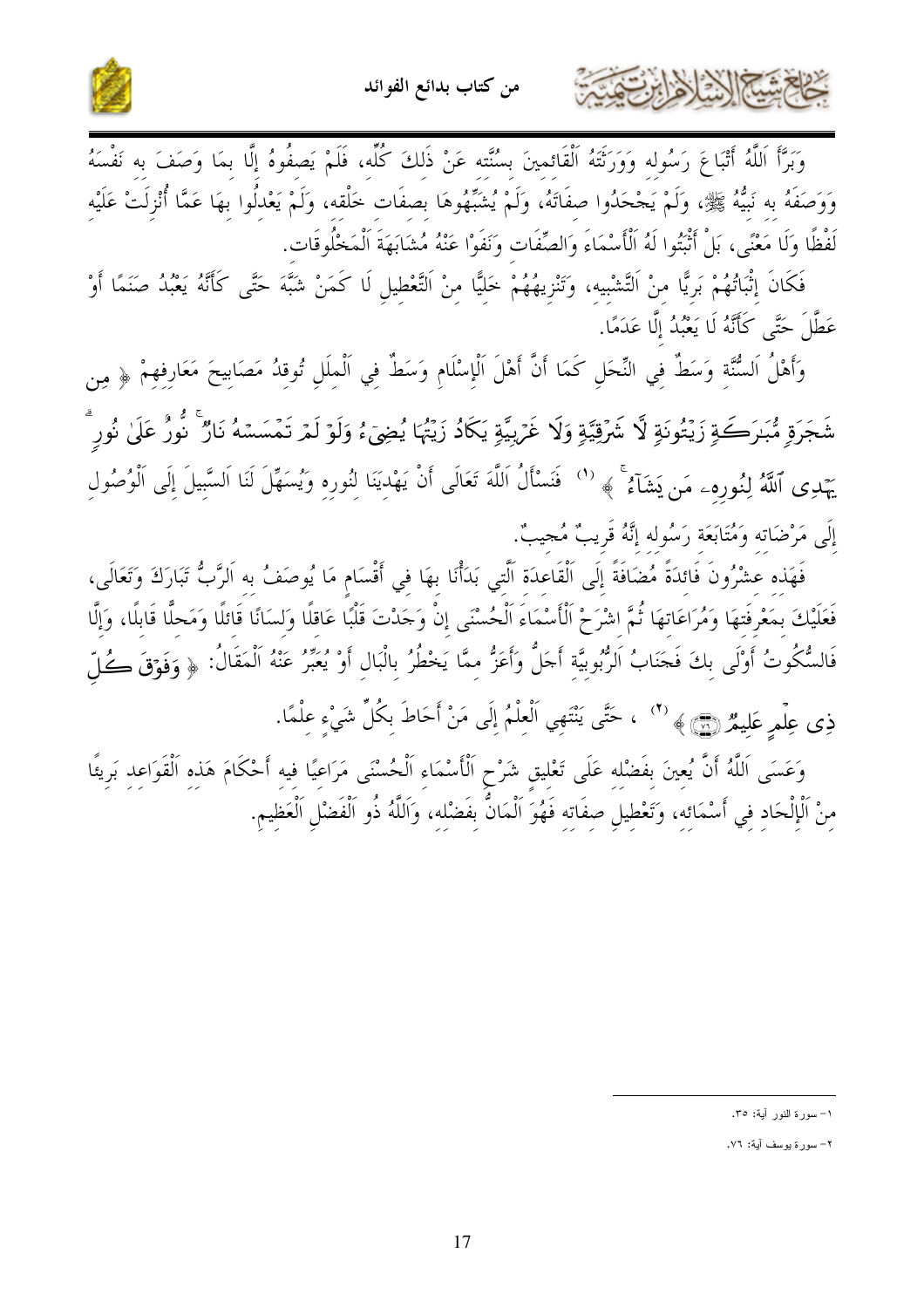وَبَرَّأَ اَللَّهُ أَتْبَاعَ رَسُوله وَوَرَثَتَهُ اَلْقَائمينَ بسُنَّته عَنْ ذَلكَ كُلِّه، فَلَمْ يَصفُوهُ إلَّا بمَا وَصَفَ به نَفْسَهُ وَوَصَفَهُ به نَبيُّهُ ﷺ، وَلَمْ يَجْحَدُوا صفَاتَهُ، وَلَمْ يُشَبِّهُوهَا بصفَات خَلْقه، وَلَمْ يَعْدلُوا بهَا عَمَّا أُنْزلَتْ عَلَيْه لَفْظًا وَلَا مَعْنًى، بَلْ أَثْبَتُوا لَهُ اَلْأَسْمَاءَ وَالصِّفَات وَنَفَوْا عَنْهُ مُشَابَهَةَ اَلْمَخْلُوقَات.

فَكَانَ إثْبَاتُهُمْ بَريًّا منْ اَلتَّشْبيه، وَتَنْزيهُهُمْ خَليًّا منْ اَلتَّعْطيل لَا كَمَنْ شَبَّهَ حَتَّى كَأَنَّهُ يَعْبُدُ صَنَمًا أَوْ عَطَّلَ حَتَّى كَأَنَّهُ لَا يَعْبُدُ إلَّا عَدَمًا.

وَأَهْلُ اَلسُّنَّة وَسَطٌ في النِّحَلِ كَمَا أَنَّ أَهْلَ اَلْإِسْلَامِ وَسَطٌ فِي اَلْملَلِ تُوقدُ مَصَابيحَ مَعَارفهمْ ﴿ مِن شَجَرَةٍ مُّبَٰرَكَةٍ زَيۡتُونَةٍ لَّا شَرۡقِيَّةٍ وَلَا غَرۡبِيَّةٍ يَكَادُ زَيۡتُهَا يُضِيٓءُ وَلَوۡ لَمۡ تَمۡسَسۡهُ نَارٌۚ نُّورٌ عَلَىٰ نُورٍۗ يَهۡدِي ٱللَّهُ لِنُورِهِۦ مَن يَشَآءُۚ ﴾ [1] فَنَسْأَلُ اَللَّهَ تَعَالَى أَنْ يَهْدِيَنَا لنُوره وَيُسَهِّلَ لَنَا اَلسَّبيلَ إلَى اَلْوُصُول إلَى مَرْضَاته وَمُتَابَعَة رَسُوله إنَّهُ قَريبٌ مُجيبٌ.

فَهَذه عشْرُونَ فَائدَةً مُضَافَةً إلَى اَلْقَاعدَة اَلَّتي بَدَأْنَا بهَا في أَقْسَام مَا يُوصَفُ به اَلرَّبُّ تَبَارَكَ وَتَعَالَى، فَعَلَيْكَ بمَعْرفَتهَا وَمُرَاعَاتهَا ثُمَّ اشْرَحْ اَلْأَسْمَاءَ اَلْحُسْنَى إنْ وَجَدْتَ قَلْبًا عَاقلًا ولسَانًا قَائلًا وَمَحلًّا قَابلًا، وَإلَّا فَالسُّكُوتُ أَوْلَى بكَ فَجَنَابُ اَلرُّبُوبيَّة أَجَلُّ وَأَعَزُّ ممَّا يَخْطُرُ بالْبَال أَوْ يُعَبِّرُ عَنْهُ اَلْمَقَالُ: ﴿ وَفَوۡقَ كُلِّ ذِي عِلۡمٍ عَلِيمٞ ﴾ [2] ، حَتَّى يَنْتَهي اَلْعلْمُ إلَى مَنْ أَحَاطَ بكُلِّ شَيْءٍ علْمًا.

وَعَسَى اَللَّهُ أَنَّ يُعينَ بفَضْله عَلَى تَعْليق شَرْح اَلْأَسْمَاء اَلْحُسْنَى مَرَاعيًا فيه أَحْكَامَ هَذه اَلْقَوَاعد بَريئًا منْ اَلْإلْحَاد في أَسْمَائه، وَتَعْطيل صفَاته فَهُوَ اَلْمَانُّ بفَضْله، وَاَللَّهُ ذُو اَلْفَضْل اَلْعَظيم.

---

1- سورة النور آية: ٣٥.

2- سورة يوسف آية: ٧٦.